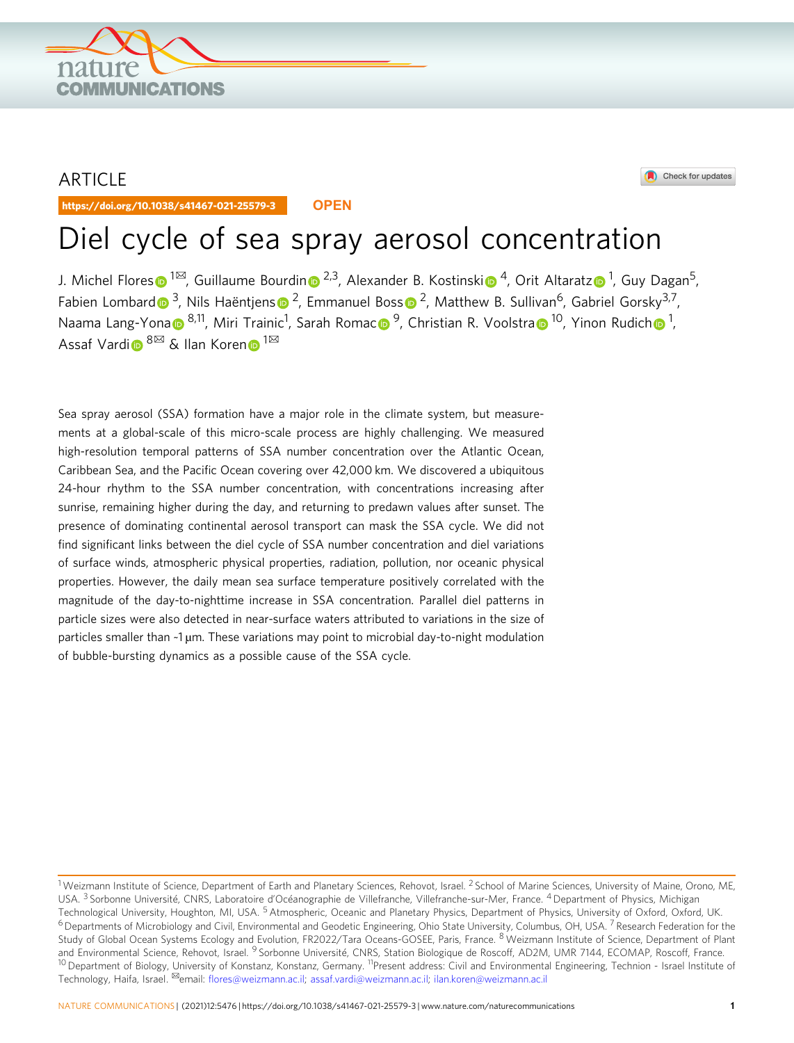ARTICLE

https://doi.org/10.1038/s41467-021-25579-3 OPEN

# Diel cycle of sea spray aerosol concentration

J. Michel Flores[1✉], Guillaume Bourdin[2,3], Alexander B. Kostinski[4], Orit Altaratz[1], Guy Dagan[5], Fabien Lombard[3], Nils Haëntjens[2], Emmanuel Boss[2], Matthew B. Sullivan[6], Gabriel Gorsky[3,7], Naama Lang-Yona[8,11], Miri Trainic[1], Sarah Romac[9], Christian R. Voolstra[10], Yinon Rudich[1], Assaf Vardi[8✉] & Ilan Koren[1✉]

Sea spray aerosol (SSA) formation have a major role in the climate system, but measurements at a global-scale of this micro-scale process are highly challenging. We measured high-resolution temporal patterns of SSA number concentration over the Atlantic Ocean, Caribbean Sea, and the Pacific Ocean covering over 42,000 km. We discovered a ubiquitous 24-hour rhythm to the SSA number concentration, with concentrations increasing after sunrise, remaining higher during the day, and returning to predawn values after sunset. The presence of dominating continental aerosol transport can mask the SSA cycle. We did not find significant links between the diel cycle of SSA number concentration and diel variations of surface winds, atmospheric physical properties, radiation, pollution, nor oceanic physical properties. However, the daily mean sea surface temperature positively correlated with the magnitude of the day-to-nighttime increase in SSA concentration. Parallel diel patterns in particle sizes were also detected in near-surface waters attributed to variations in the size of particles smaller than ~1 μm. These variations may point to microbial day-to-night modulation of bubble-bursting dynamics as a possible cause of the SSA cycle.

[1] Weizmann Institute of Science, Department of Earth and Planetary Sciences, Rehovot, Israel. [2] School of Marine Sciences, University of Maine, Orono, ME, USA. [3] Sorbonne Université, CNRS, Laboratoire d'Océanographie de Villefranche, Villefranche-sur-Mer, France. [4] Department of Physics, Michigan Technological University, Houghton, MI, USA. [5] Atmospheric, Oceanic and Planetary Physics, Department of Physics, University of Oxford, Oxford, UK. [6] Departments of Microbiology and Civil, Environmental and Geodetic Engineering, Ohio State University, Columbus, OH, USA. [7] Research Federation for the Study of Global Ocean Systems Ecology and Evolution, FR2022/Tara Oceans-GOSEE, Paris, France. [8] Weizmann Institute of Science, Department of Plant and Environmental Science, Rehovot, Israel. [9] Sorbonne Université, CNRS, Station Biologique de Roscoff, AD2M, UMR 7144, ECOMAP, Roscoff, France. [10] Department of Biology, University of Konstanz, Konstanz, Germany. [11] Present address: Civil and Environmental Engineering, Technion - Israel Institute of Technology, Haifa, Israel. ✉email: flores@weizmann.ac.il; assaf.vardi@weizmann.ac.il; ilan.koren@weizmann.ac.il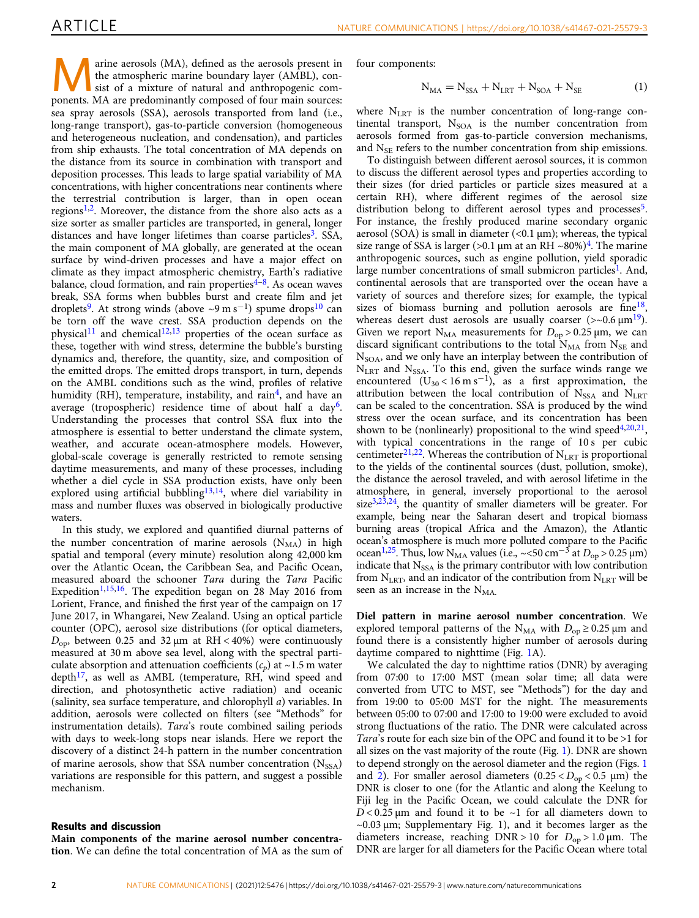Marine aerosols (MA), defined as the aerosols present in the atmospheric marine boundary layer (AMBL), consist of a mixture of natural and anthropogenic components. MA are predominantly composed of four main sources: sea spray aerosols (SSA), aerosols transported from land (i.e., long-range transport), gas-to-particle conversion (homogeneous and heterogeneous nucleation, and condensation), and particles from ship exhausts. The total concentration of MA depends on the distance from its source in combination with transport and deposition processes. This leads to large spatial variability of MA concentrations, with higher concentrations near continents where the terrestrial contribution is larger, than in open ocean regions[1,2]. Moreover, the distance from the shore also acts as a size sorter as smaller particles are transported, in general, longer distances and have longer lifetimes than coarse particles[3]. SSA, the main component of MA globally, are generated at the ocean surface by wind-driven processes and have a major effect on climate as they impact atmospheric chemistry, Earth's radiative balance, cloud formation, and rain properties[4–8]. As ocean waves break, SSA forms when bubbles burst and create film and jet droplets[9]. At strong winds (above ~9 m s$^{-1}$) spume drops[10] can be torn off the wave crest. SSA production depends on the physical[11] and chemical[12,13] properties of the ocean surface as these, together with wind stress, determine the bubble's bursting dynamics and, therefore, the quantity, size, and composition of the emitted drops. The emitted drops transport, in turn, depends on the AMBL conditions such as the wind, profiles of relative humidity (RH), temperature, instability, and rain[4], and have an average (tropospheric) residence time of about half a day[6]. Understanding the processes that control SSA flux into the atmosphere is essential to better understand the climate system, weather, and accurate ocean-atmosphere models. However, global-scale coverage is generally restricted to remote sensing daytime measurements, and many of these processes, including whether a diel cycle in SSA production exists, have only been explored using artificial bubbling[13,14], where diel variability in mass and number fluxes was observed in biologically productive waters.

In this study, we explored and quantified diurnal patterns of the number concentration of marine aerosols ($N_{MA}$) in high spatial and temporal (every minute) resolution along 42,000 km over the Atlantic Ocean, the Caribbean Sea, and Pacific Ocean, measured aboard the schooner *Tara* during the *Tara* Pacific Expedition[1,15,16]. The expedition began on 28 May 2016 from Lorient, France, and finished the first year of the campaign on 17 June 2017, in Whangarei, New Zealand. Using an optical particle counter (OPC), aerosol size distributions (for optical diameters, $D_{op}$, between 0.25 and 32 µm at RH < 40%) were continuously measured at 30 m above sea level, along with the spectral particulate absorption and attenuation coefficients ($c_p$) at ~1.5 m water depth[17], as well as AMBL (temperature, RH, wind speed and direction, and photosynthetic active radiation) and oceanic (salinity, sea surface temperature, and chlorophyll *a*) variables. In addition, aerosols were collected on filters (see "Methods" for instrumentation details). *Tara*'s route combined sailing periods with days to week-long stops near islands. Here we report the discovery of a distinct 24-h pattern in the number concentration of marine aerosols, show that SSA number concentration ($N_{SSA}$) variations are responsible for this pattern, and suggest a possible mechanism.

## Results and discussion

**Main components of the marine aerosol number concentration**. We can define the total concentration of MA as the sum of four components:

$$N_{MA} = N_{SSA} + N_{LRT} + N_{SOA} + N_{SE} \tag{1}$$

where $N_{LRT}$ is the number concentration of long-range continental transport, $N_{SOA}$ is the number concentration from aerosols formed from gas-to-particle conversion mechanisms, and $N_{SE}$ refers to the number concentration from ship emissions.

To distinguish between different aerosol sources, it is common to discuss the different aerosol types and properties according to their sizes (for dried particles or particle sizes measured at a certain RH), where different regimes of the aerosol size distribution belong to different aerosol types and processes[5]. For instance, the freshly produced marine secondary organic aerosol (SOA) is small in diameter (<0.1 µm); whereas, the typical size range of SSA is larger (>0.1 µm at an RH ~80%)[4]. The marine anthropogenic sources, such as engine pollution, yield sporadic large number concentrations of small submicron particles[1]. And, continental aerosols that are transported over the ocean have a variety of sources and therefore sizes; for example, the typical sizes of biomass burning and pollution aerosols are fine[18], whereas desert dust aerosols are usually coarser (>~0.6 µm[19]). Given we report $N_{MA}$ measurements for $D_{op}$ > 0.25 µm, we can discard significant contributions to the total $N_{MA}$ from $N_{SE}$ and $N_{SOA}$, and we only have an interplay between the contribution of $N_{LRT}$ and $N_{SSA}$. To this end, given the surface winds range we encountered ($U_{30}$ < 16 m s$^{-1}$), as a first approximation, the attribution between the local contribution of $N_{SSA}$ and $N_{LRT}$ can be scaled to the concentration. SSA is produced by the wind stress over the ocean surface, and its concentration has been shown to be (nonlinearly) propositional to the wind speed[4,20,21], with typical concentrations in the range of 10 s per cubic centimeter[21,22]. Whereas the contribution of $N_{LRT}$ is proportional to the yields of the continental sources (dust, pollution, smoke), the distance the aerosol traveled, and with aerosol lifetime in the atmosphere, in general, inversely proportional to the aerosol size[3,23,24], the quantity of smaller diameters will be greater. For example, being near the Saharan desert and tropical biomass burning areas (tropical Africa and the Amazon), the Atlantic ocean's atmosphere is much more polluted compare to the Pacific ocean[1,25]. Thus, low $N_{MA}$ values (i.e., ~<50 cm$^{-3}$ at $D_{op}$ > 0.25 µm) indicate that $N_{SSA}$ is the primary contributor with low contribution from $N_{LRT}$, and an indicator of the contribution from $N_{LRT}$ will be seen as an increase in the $N_{MA}$.

**Diel pattern in marine aerosol number concentration**. We explored temporal patterns of the $N_{MA}$ with $D_{op}$ ≥ 0.25 µm and found there is a consistently higher number of aerosols during daytime compared to nighttime (Fig. 1A).

We calculated the day to nighttime ratios (DNR) by averaging from 07:00 to 17:00 MST (mean solar time; all data were converted from UTC to MST, see "Methods") for the day and from 19:00 to 05:00 MST for the night. The measurements between 05:00 to 07:00 and 17:00 to 19:00 were excluded to avoid strong fluctuations of the ratio. The DNR were calculated across *Tara*'s route for each size bin of the OPC and found it to be >1 for all sizes on the vast majority of the route (Fig. 1). DNR are shown to depend strongly on the aerosol diameter and the region (Figs. 1 and 2). For smaller aerosol diameters (0.25 < $D_{op}$ < 0.5 µm) the DNR is closer to one (for the Atlantic and along the Keelung to Fiji leg in the Pacific Ocean, we could calculate the DNR for $D$ < 0.25 µm and found it to be ~1 for all diameters down to ~0.03 µm; Supplementary Fig. 1), and it becomes larger as the diameters increase, reaching DNR > 10 for $D_{op}$ > 1.0 µm. The DNR are larger for all diameters for the Pacific Ocean where total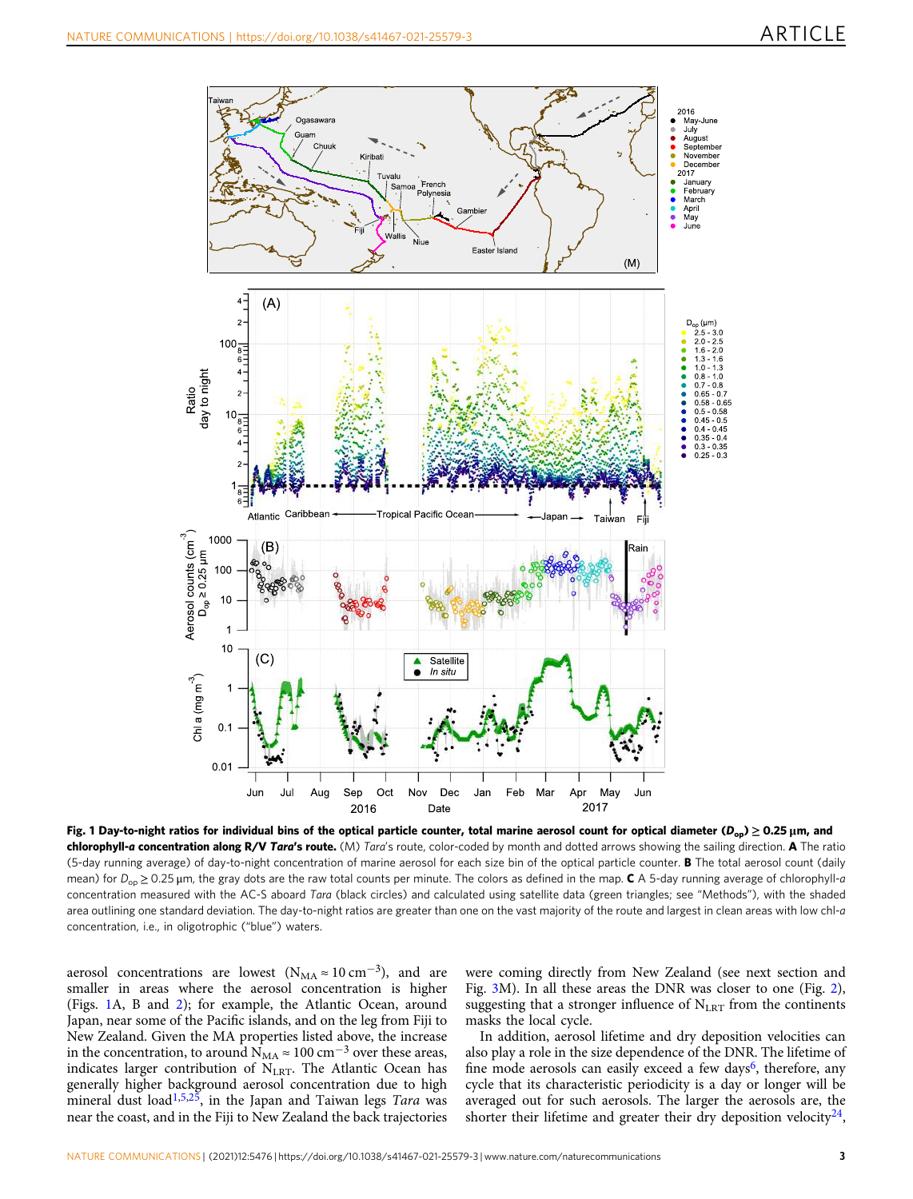**Fig. 1 Day-to-night ratios for individual bins of the optical particle counter, total marine aerosol count for optical diameter ($D_{op}$) ≥ 0.25 µm, and chlorophyll-*a* concentration along R/V *Tara*'s route.** (M) *Tara*'s route, color-coded by month and dotted arrows showing the sailing direction. **A** The ratio (5-day running average) of day-to-night concentration of marine aerosol for each size bin of the optical particle counter. **B** The total aerosol count (daily mean) for $D_{op}$ ≥ 0.25 µm, the gray dots are the raw total counts per minute. The colors as defined in the map. **C** A 5-day running average of chlorophyll-*a* concentration measured with the AC-S aboard *Tara* (black circles) and calculated using satellite data (green triangles; see "Methods"), with the shaded area outlining one standard deviation. The day-to-night ratios are greater than one on the vast majority of the route and largest in clean areas with low chl-*a* concentration, i.e., in oligotrophic ("blue") waters.

aerosol concentrations are lowest ($N_{MA} \approx 10\,cm^{-3}$), and are smaller in areas where the aerosol concentration is higher (Figs. 1A, B and 2); for example, the Atlantic Ocean, around Japan, near some of the Pacific islands, and on the leg from Fiji to New Zealand. Given the MA properties listed above, the increase in the concentration, to around $N_{MA} \approx 100\,cm^{-3}$ over these areas, indicates larger contribution of $N_{LRT}$. The Atlantic Ocean has generally higher background aerosol concentration due to high mineral dust load[1,5,25], in the Japan and Taiwan legs *Tara* was near the coast, and in the Fiji to New Zealand the back trajectories were coming directly from New Zealand (see next section and Fig. 3M). In all these areas the DNR was closer to one (Fig. 2), suggesting that a stronger influence of $N_{LRT}$ from the continents masks the local cycle.

In addition, aerosol lifetime and dry deposition velocities can also play a role in the size dependence of the DNR. The lifetime of fine mode aerosols can easily exceed a few days[6], therefore, any cycle that its characteristic periodicity is a day or longer will be averaged out for such aerosols. The larger the aerosols are, the shorter their lifetime and greater their dry deposition velocity[24],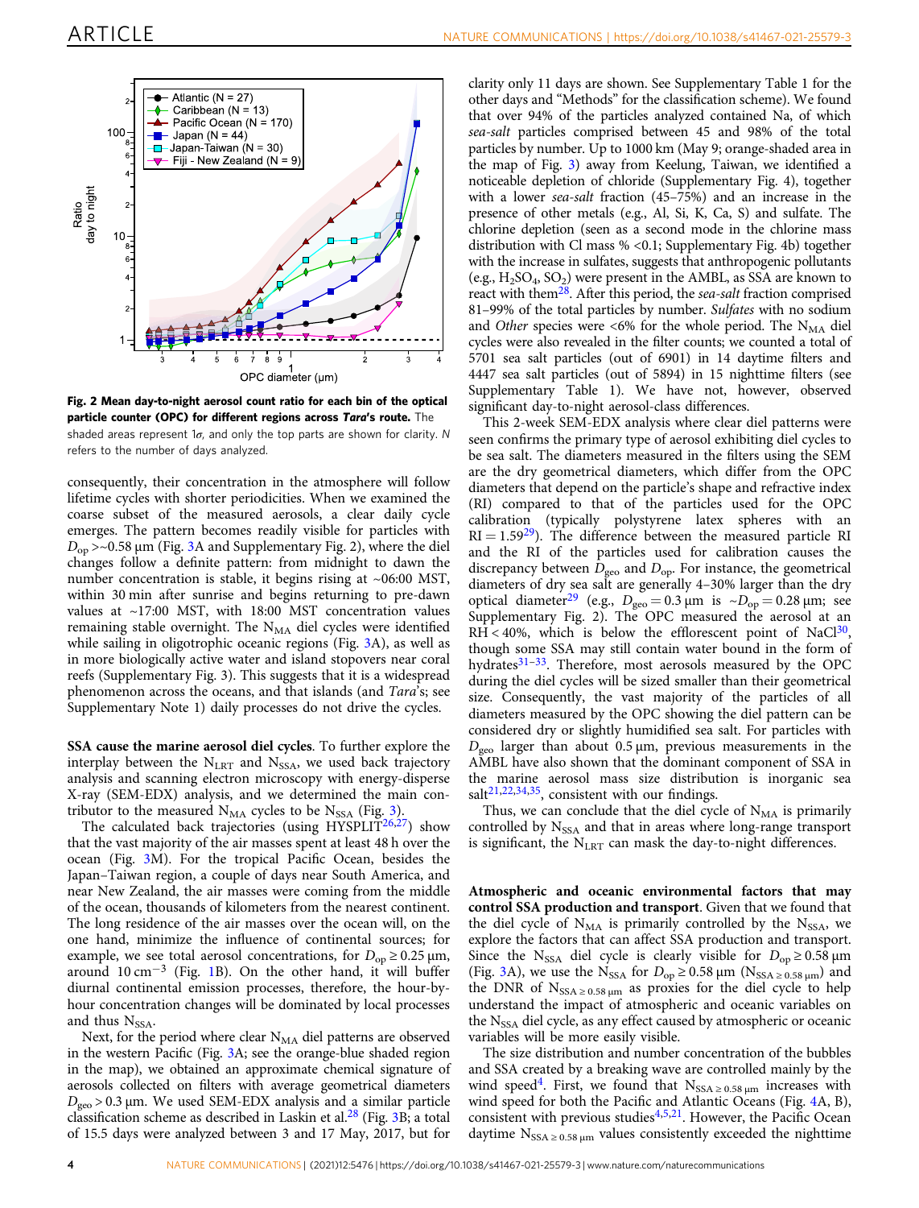Fig. 2 Mean day-to-night aerosol count ratio for each bin of the optical particle counter (OPC) for different regions across *Tara*'s route. The shaded areas represent 1σ, and only the top parts are shown for clarity. N refers to the number of days analyzed.

consequently, their concentration in the atmosphere will follow lifetime cycles with shorter periodicities. When we examined the coarse subset of the measured aerosols, a clear daily cycle emerges. The pattern becomes readily visible for particles with $D_{op}$ >~0.58 µm (Fig. 3A and Supplementary Fig. 2), where the diel changes follow a definite pattern: from midnight to dawn the number concentration is stable, it begins rising at ~06:00 MST, within 30 min after sunrise and begins returning to pre-dawn values at ~17:00 MST, with 18:00 MST concentration values remaining stable overnight. The $N_{MA}$ diel cycles were identified while sailing in oligotrophic oceanic regions (Fig. 3A), as well as in more biologically active water and island stopovers near coral reefs (Supplementary Fig. 3). This suggests that it is a widespread phenomenon across the oceans, and that islands (and *Tara*'s; see Supplementary Note 1) daily processes do not drive the cycles.

**SSA cause the marine aerosol diel cycles**. To further explore the interplay between the $N_{LRT}$ and $N_{SSA}$, we used back trajectory analysis and scanning electron microscopy with energy-disperse X-ray (SEM-EDX) analysis, and we determined the main contributor to the measured $N_{MA}$ cycles to be $N_{SSA}$ (Fig. 3).

The calculated back trajectories (using HYSPLIT[26,27]) show that the vast majority of the air masses spent at least 48 h over the ocean (Fig. 3M). For the tropical Pacific Ocean, besides the Japan–Taiwan region, a couple of days near South America, and near New Zealand, the air masses were coming from the middle of the ocean, thousands of kilometers from the nearest continent. The long residence of the air masses over the ocean will, on the one hand, minimize the influence of continental sources; for example, we see total aerosol concentrations, for $D_{op} \geq 0.25$ µm, around 10 $cm^{-3}$ (Fig. 1B). On the other hand, it will buffer diurnal continental emission processes, therefore, the hour-by-hour concentration changes will be dominated by local processes and thus $N_{SSA}$.

Next, for the period where clear $N_{MA}$ diel patterns are observed in the western Pacific (Fig. 3A; see the orange-blue shaded region in the map), we obtained an approximate chemical signature of aerosols collected on filters with average geometrical diameters $D_{geo} > 0.3$ µm. We used SEM-EDX analysis and a similar particle classification scheme as described in Laskin et al.[28] (Fig. 3B; a total of 15.5 days were analyzed between 3 and 17 May, 2017, but for clarity only 11 days are shown. See Supplementary Table 1 for the other days and "Methods" for the classification scheme). We found that over 94% of the particles analyzed contained Na, of which *sea-salt* particles comprised between 45 and 98% of the total particles by number. Up to 1000 km (May 9; orange-shaded area in the map of Fig. 3) away from Keelung, Taiwan, we identified a noticeable depletion of chloride (Supplementary Fig. 4), together with a lower *sea-salt* fraction (45–75%) and an increase in the presence of other metals (e.g., Al, Si, K, Ca, S) and sulfate. The chlorine depletion (seen as a second mode in the chlorine mass distribution with Cl mass % <0.1; Supplementary Fig. 4b) together with the increase in sulfates, suggests that anthropogenic pollutants (e.g., $H_2SO_4$, $SO_2$) were present in the AMBL, as SSA are known to react with them[28]. After this period, the *sea-salt* fraction comprised 81–99% of the total particles by number. *Sulfates* with no sodium and *Other* species were <6% for the whole period. The $N_{MA}$ diel cycles were also revealed in the filter counts; we counted a total of 5701 sea salt particles (out of 6901) in 14 daytime filters and 4447 sea salt particles (out of 5894) in 15 nighttime filters (see Supplementary Table 1). We have not, however, observed significant day-to-night aerosol-class differences.

This 2-week SEM-EDX analysis where clear diel patterns were seen confirms the primary type of aerosol exhibiting diel cycles to be sea salt. The diameters measured in the filters using the SEM are the dry geometrical diameters, which differ from the OPC diameters that depend on the particle's shape and refractive index (RI) compared to that of the particles used for the OPC calibration (typically polystyrene latex spheres with an RI = 1.59[29]). The difference between the measured particle RI and the RI of the particles used for calibration causes the discrepancy between $D_{geo}$ and $D_{op}$. For instance, the geometrical diameters of dry sea salt are generally 4–30% larger than the dry optical diameter[29] (e.g., $D_{geo} = 0.3$ µm is ~$D_{op} = 0.28$ µm; see Supplementary Fig. 2). The OPC measured the aerosol at an RH < 40%, which is below the efflorescent point of NaCl[30], though some SSA may still contain water bound in the form of hydrates[31–33]. Therefore, most aerosols measured by the OPC during the diel cycles will be sized smaller than their geometrical size. Consequently, the vast majority of the particles of all diameters measured by the OPC showing the diel pattern can be considered dry or slightly humidified sea salt. For particles with $D_{geo}$ larger than about 0.5 µm, previous measurements in the AMBL have also shown that the dominant component of SSA in the marine aerosol mass size distribution is inorganic sea salt[21,22,34,35], consistent with our findings.

Thus, we can conclude that the diel cycle of $N_{MA}$ is primarily controlled by $N_{SSA}$ and that in areas where long-range transport is significant, the $N_{LRT}$ can mask the day-to-night differences.

**Atmospheric and oceanic environmental factors that may control SSA production and transport**. Given that we found that the diel cycle of $N_{MA}$ is primarily controlled by the $N_{SSA}$, we explore the factors that can affect SSA production and transport. Since the $N_{SSA}$ diel cycle is clearly visible for $D_{op} \geq 0.58$ µm (Fig. 3A), we use the $N_{SSA}$ for $D_{op} \geq 0.58$ µm ($N_{SSA \geq 0.58\,\mu m}$) and the DNR of $N_{SSA \geq 0.58\,\mu m}$ as proxies for the diel cycle to help understand the impact of atmospheric and oceanic variables on the $N_{SSA}$ diel cycle, as any effect caused by atmospheric or oceanic variables will be more easily visible.

The size distribution and number concentration of the bubbles and SSA created by a breaking wave are controlled mainly by the wind speed[4]. First, we found that $N_{SSA \geq 0.58\,\mu m}$ increases with wind speed for both the Pacific and Atlantic Oceans (Fig. 4A, B), consistent with previous studies[4,5,21]. However, the Pacific Ocean daytime $N_{SSA \geq 0.58\,\mu m}$ values consistently exceeded the nighttime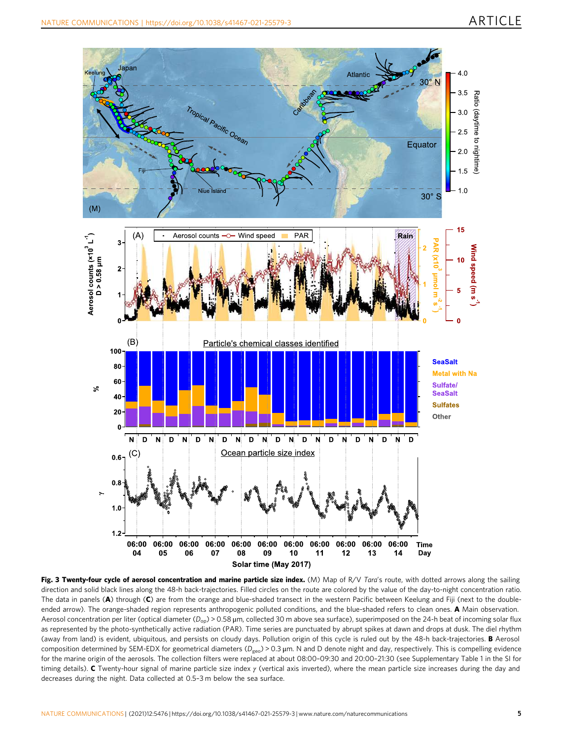**Fig. 3 Twenty-four cycle of aerosol concentration and marine particle size index.** (M) Map of R/V *Tara*'s route, with dotted arrows along the sailing direction and solid black lines along the 48-h back-trajectories. Filled circles on the route are colored by the value of the day-to-night concentration ratio. The data in panels (**A**) through (**C**) are from the orange and blue-shaded transect in the western Pacific between Keelung and Fiji (next to the double-ended arrow). The orange-shaded region represents anthropogenic polluted conditions, and the blue-shaded refers to clean ones. **A** Main observation. Aerosol concentration per liter (optical diameter ($D_{op}$) > 0.58 µm, collected 30 m above sea surface), superimposed on the 24-h beat of incoming solar flux as represented by the photo-synthetically active radiation (PAR). Time series are punctuated by abrupt spikes at dawn and drops at dusk. The diel rhythm (away from land) is evident, ubiquitous, and persists on cloudy days. Pollution origin of this cycle is ruled out by the 48-h back-trajectories. **B** Aerosol composition determined by SEM-EDX for geometrical diameters ($D_{geo}$) > 0.3 µm. N and D denote night and day, respectively. This is compelling evidence for the marine origin of the aerosols. The collection filters were replaced at about 08:00–09:30 and 20:00–21:30 (see Supplementary Table 1 in the SI for timing details). **C** Twenty-hour signal of marine particle size index $\gamma$ (vertical axis inverted), where the mean particle size increases during the day and decreases during the night. Data collected at 0.5–3 m below the sea surface.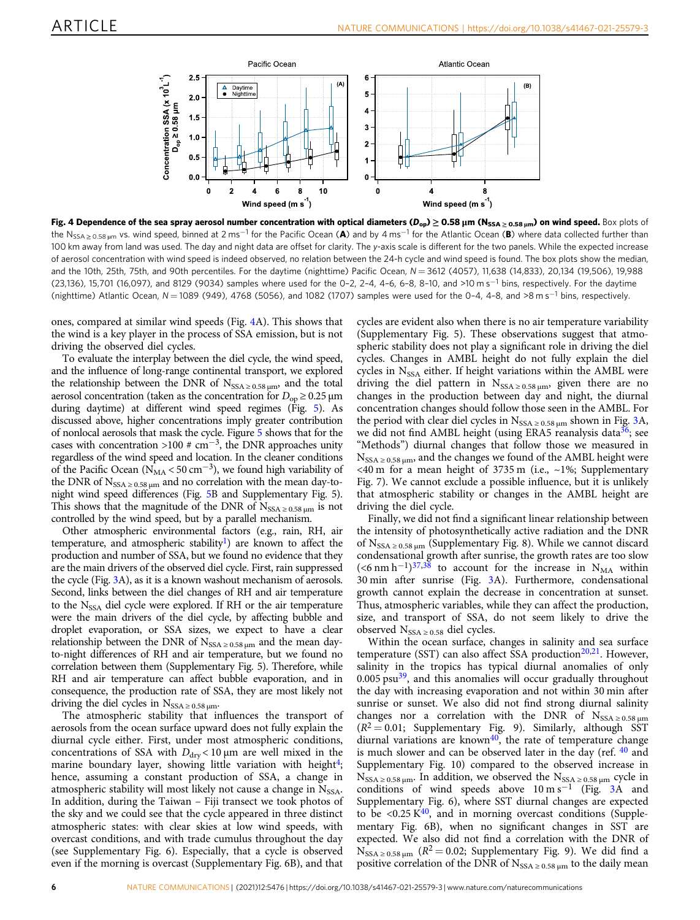**Fig. 4 Dependence of the sea spray aerosol number concentration with optical diameters ($D_{op}$) ≥ 0.58 µm ($N_{SSA \geq 0.58\,\mu m}$) on wind speed.** Box plots of the $N_{SSA \geq 0.58\,\mu m}$ vs. wind speed, binned at 2 m s$^{-1}$ for the Pacific Ocean (**A**) and by 4 m s$^{-1}$ for the Atlantic Ocean (**B**) where data collected further than 100 km away from land was used. The day and night data are offset for clarity. The y-axis scale is different for the two panels. While the expected increase of aerosol concentration with wind speed is indeed observed, no relation between the 24-h cycle and wind speed is found. The box plots show the median, and the 10th, 25th, 75th, and 90th percentiles. For the daytime (nighttime) Pacific Ocean, N = 3612 (4057), 11,638 (14,833), 20,134 (19,506), 19,988 (23,136), 15,701 (16,097), and 8129 (9034) samples where used for the 0–2, 2–4, 4–6, 6–8, 8–10, and >10 m s$^{-1}$ bins, respectively. For the daytime (nighttime) Atlantic Ocean, N = 1089 (949), 4768 (5056), and 1082 (1707) samples were used for the 0–4, 4–8, and >8 m s$^{-1}$ bins, respectively.

ones, compared at similar wind speeds (Fig. 4A). This shows that the wind is a key player in the process of SSA emission, but is not driving the observed diel cycles.

To evaluate the interplay between the diel cycle, the wind speed, and the influence of long-range continental transport, we explored the relationship between the DNR of $N_{SSA \geq 0.58\,\mu m}$, and the total aerosol concentration (taken as the concentration for $D_{op} \geq 0.25\,\mu m$ during daytime) at different wind speed regimes (Fig. 5). As discussed above, higher concentrations imply greater contribution of nonlocal aerosols that mask the cycle. Figure 5 shows that for the cases with concentration >100 # cm$^{-3}$, the DNR approaches unity regardless of the wind speed and location. In the cleaner conditions of the Pacific Ocean ($N_{MA} < 50$ cm$^{-3}$), we found high variability of the DNR of $N_{SSA \geq 0.58\,\mu m}$ and no correlation with the mean day-to-night wind speed differences (Fig. 5B and Supplementary Fig. 5). This shows that the magnitude of the DNR of $N_{SSA \geq 0.58\,\mu m}$ is not controlled by the wind speed, but by a parallel mechanism.

Other atmospheric environmental factors (e.g., rain, RH, air temperature, and atmospheric stability[1]) are known to affect the production and number of SSA, but we found no evidence that they are the main drivers of the observed diel cycle. First, rain suppressed the cycle (Fig. 3A), as it is a known washout mechanism of aerosols. Second, links between the diel changes of RH and air temperature to the $N_{SSA}$ diel cycle were explored. If RH or the air temperature were the main drivers of the diel cycle, by affecting bubble and droplet evaporation, or SSA sizes, we expect to have a clear relationship between the DNR of $N_{SSA \geq 0.58\,\mu m}$ and the mean day-to-night differences of RH and air temperature, but we found no correlation between them (Supplementary Fig. 5). Therefore, while RH and air temperature can affect bubble evaporation, and in consequence, the production rate of SSA, they are most likely not driving the diel cycles in $N_{SSA \geq 0.58\,\mu m}$.

The atmospheric stability that influences the transport of aerosols from the ocean surface upward does not fully explain the diurnal cycle either. First, under most atmospheric conditions, concentrations of SSA with $D_{dry} < 10\,\mu m$ are well mixed in the marine boundary layer, showing little variation with height[4]; hence, assuming a constant production of SSA, a change in atmospheric stability will most likely not cause a change in $N_{SSA}$. In addition, during the Taiwan – Fiji transect we took photos of the sky and we could see that the cycle appeared in three distinct atmospheric states: with clear skies at low wind speeds, with overcast conditions, and with trade cumulus throughout the day (see Supplementary Fig. 6). Especially, that a cycle is observed even if the morning is overcast (Supplementary Fig. 6B), and that cycles are evident also when there is no air temperature variability (Supplementary Fig. 5). These observations suggest that atmospheric stability does not play a significant role in driving the diel cycles. Changes in AMBL height do not fully explain the diel cycles in $N_{SSA}$ either. If height variations within the AMBL were driving the diel pattern in $N_{SSA \geq 0.58\,\mu m}$, given there are no changes in the production between day and night, the diurnal concentration changes should follow those seen in the AMBL. For the period with clear diel cycles in $N_{SSA \geq 0.58\,\mu m}$ shown in Fig. 3A, we did not find AMBL height (using ERA5 reanalysis data[36]; see "Methods") diurnal changes that follow those we measured in $N_{SSA \geq 0.58\,\mu m}$, and the changes we found of the AMBL height were <40 m for a mean height of 3735 m (i.e., ~1%; Supplementary Fig. 7). We cannot exclude a possible influence, but it is unlikely that atmospheric stability or changes in the AMBL height are driving the diel cycle.

Finally, we did not find a significant linear relationship between the intensity of photosynthetically active radiation and the DNR of $N_{SSA \geq 0.58\,\mu m}$ (Supplementary Fig. 8). While we cannot discard condensational growth after sunrise, the growth rates are too slow (<6 nm h$^{-1}$)[37,38] to account for the increase in $N_{MA}$ within 30 min after sunrise (Fig. 3A). Furthermore, condensational growth cannot explain the decrease in concentration at sunset. Thus, atmospheric variables, while they can affect the production, size, and transport of SSA, do not seem likely to drive the observed $N_{SSA \geq 0.58}$ diel cycles.

Within the ocean surface, changes in salinity and sea surface temperature (SST) can also affect SSA production[20,21]. However, salinity in the tropics has typical diurnal anomalies of only 0.005 psu[39], and this anomalies will occur gradually throughout the day with increasing evaporation and not within 30 min after sunrise or sunset. We also did not find strong diurnal salinity changes nor a correlation with the DNR of $N_{SSA \geq 0.58\,\mu m}$ ($R^2 = 0.01$; Supplementary Fig. 9). Similarly, although SST diurnal variations are known[40], the rate of temperature change is much slower and can be observed later in the day (ref. [40] and Supplementary Fig. 10) compared to the observed increase in $N_{SSA \geq 0.58\,\mu m}$. In addition, we observed the $N_{SSA \geq 0.58\,\mu m}$ cycle in conditions of wind speeds above 10 m s$^{-1}$ (Fig. 3A and Supplementary Fig. 6), where SST diurnal changes are expected to be <0.25 K[40], and in morning overcast conditions (Supplementary Fig. 6B), when no significant changes in SST are expected. We also did not find a correlation with the DNR of $N_{SSA \geq 0.58\,\mu m}$ ($R^2 = 0.02$; Supplementary Fig. 9). We did find a positive correlation of the DNR of $N_{SSA \geq 0.58\,\mu m}$ to the daily mean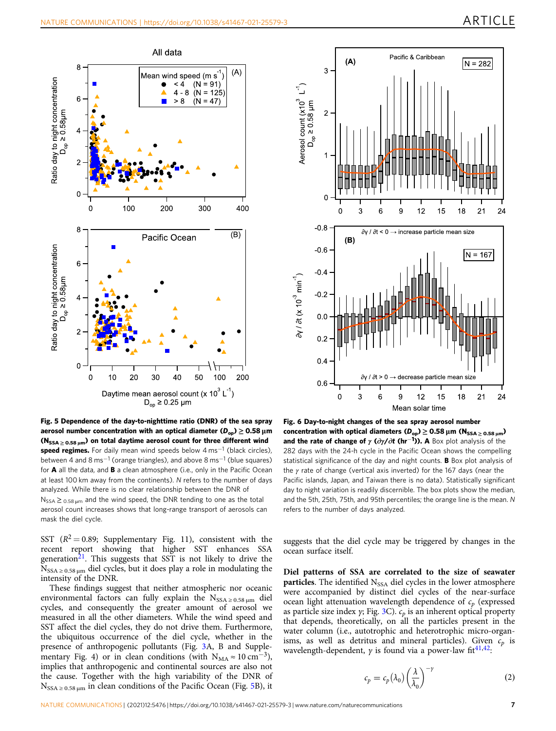**Fig. 5 Dependence of the day-to-nighttime ratio (DNR) of the sea spray aerosol number concentration with an optical diameter ($D_{op}$) ≥ 0.58 µm ($N_{SSA \geq 0.58\,\mu m}$) on total daytime aerosol count for three different wind speed regimes.** For daily mean wind speeds below 4 m s$^{-1}$ (black circles), between 4 and 8 m s$^{-1}$ (orange triangles), and above 8 m s$^{-1}$ (blue squares) for **A** all the data, and **B** a clean atmosphere (i.e., only in the Pacific Ocean at least 100 km away from the continents). N refers to the number of days analyzed. While there is no clear relationship between the DNR of $N_{SSA \geq 0.58\,\mu m}$ and the wind speed, the DNR tending to one as the total aerosol count increases shows that long-range transport of aerosols can mask the diel cycle.

**Fig. 6 Day-to-night changes of the sea spray aerosol number concentration with optical diameters ($D_{op}$) ≥ 0.58 µm ($N_{SSA \geq 0.58\,\mu m}$) and the rate of change of $\gamma$ ($\partial\gamma/\partial t$ (hr$^{-1}$)). A** Box plot analysis of the 282 days with the 24-h cycle in the Pacific Ocean shows the compelling statistical significance of the day and night counts. **B** Box plot analysis of the $\gamma$ rate of change (vertical axis inverted) for the 167 days (near the Pacific islands, Japan, and Taiwan there is no data). Statistically significant day to night variation is readily discernible. The box plots show the median, and the 5th, 25th, 75th, and 95th percentiles; the orange line is the mean. N refers to the number of days analyzed.

SST ($R^2 = 0.89$; Supplementary Fig. 11), consistent with the recent report showing that higher SST enhances SSA generation[21]. This suggests that SST is not likely to drive the $N_{SSA \geq 0.58\,\mu m}$ diel cycles, but it does play a role in modulating the intensity of the DNR.

These findings suggest that neither atmospheric nor oceanic environmental factors can fully explain the $N_{SSA \geq 0.58\,\mu m}$ diel cycles, and consequently the greater amount of aerosol we measured in all the other diameters. While the wind speed and SST affect the diel cycles, they do not drive them. Furthermore, the ubiquitous occurrence of the diel cycle, whether in the presence of anthropogenic pollutants (Fig. 3A, B and Supplementary Fig. 4) or in clean conditions (with $N_{MA} \approx 10\,cm^{-3}$), implies that anthropogenic and continental sources are also not the cause. Together with the high variability of the DNR of $N_{SSA \geq 0.58\,\mu m}$ in clean conditions of the Pacific Ocean (Fig. 5B), it suggests that the diel cycle may be triggered by changes in the ocean surface itself.

**Diel patterns of SSA are correlated to the size of seawater particles**. The identified $N_{SSA}$ diel cycles in the lower atmosphere were accompanied by distinct diel cycles of the near-surface ocean light attenuation wavelength dependence of $c_p$ (expressed as particle size index $\gamma$; Fig. 3C). $c_p$ is an inherent optical property that depends, theoretically, on all the particles present in the water column (i.e., autotrophic and heterotrophic micro-organisms, as well as detritus and mineral particles). Given $c_p$ is wavelength-dependent, $\gamma$ is found via a power-law fit[41,42]:

$$c_p = c_p(\lambda_0)\left(\frac{\lambda}{\lambda_0}\right)^{-\gamma} \tag{2}$$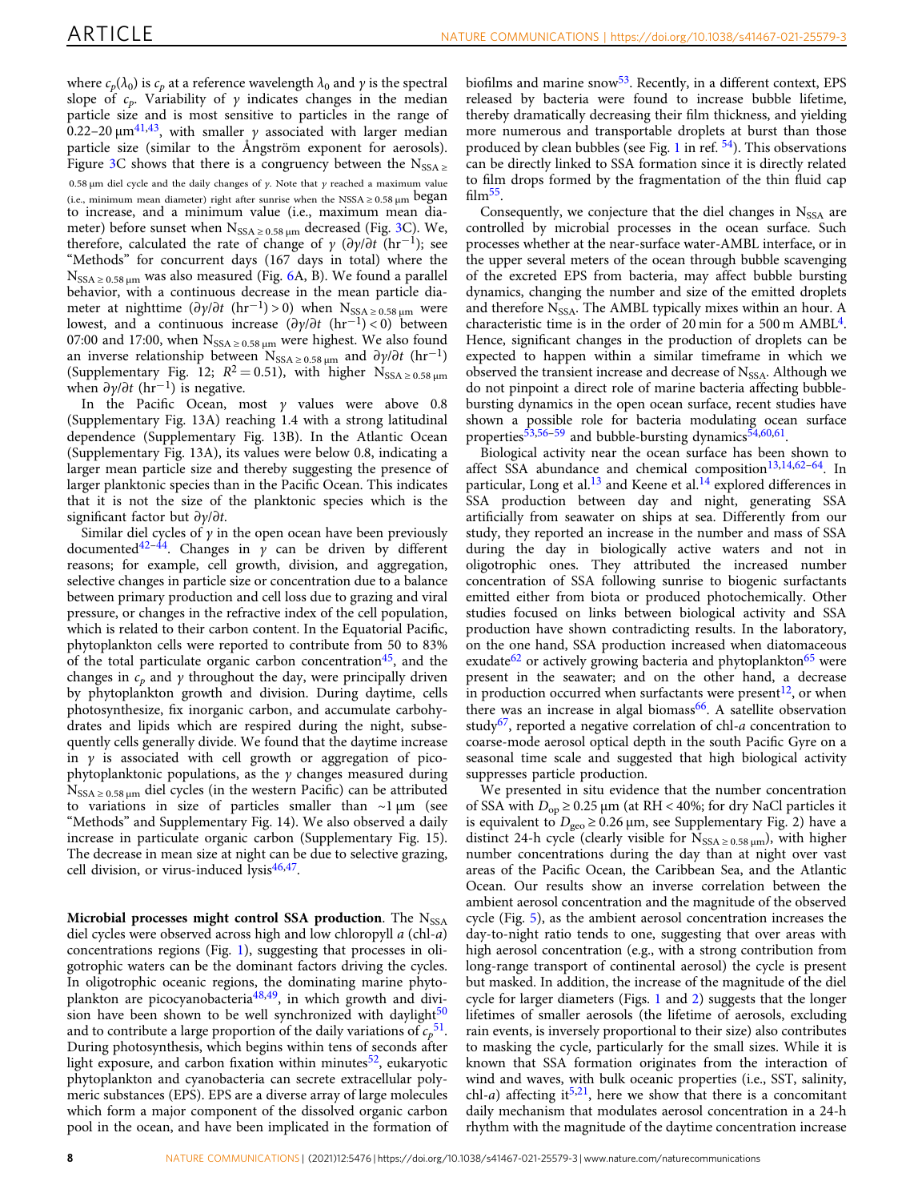where $c_p(\lambda_0)$ is $c_p$ at a reference wavelength $\lambda_0$ and $\gamma$ is the spectral slope of $c_p$. Variability of $\gamma$ indicates changes in the median particle size and is most sensitive to particles in the range of 0.22–20 µm[41,43], with smaller $\gamma$ associated with larger median particle size (similar to the Ångström exponent for aerosols). Figure 3C shows that there is a congruency between the $N_{SSA \geq 0.58\,\mu m}$ diel cycle and the daily changes of $\gamma$. Note that $\gamma$ reached a maximum value (i.e., minimum mean diameter) right after sunrise when the $NSSA \geq 0.58\,\mu m$ began to increase, and a minimum value (i.e., maximum mean diameter) before sunset when $N_{SSA \geq 0.58\,\mu m}$ decreased (Fig. 3C). We, therefore, calculated the rate of change of $\gamma$ ($\partial\gamma/\partial t$ (hr$^{-1}$); see "Methods" for concurrent days (167 days in total) where the $N_{SSA \geq 0.58\,\mu m}$ was also measured (Fig. 6A, B). We found a parallel behavior, with a continuous decrease in the mean particle diameter at nighttime ($\partial\gamma/\partial t$ (hr$^{-1}$) > 0) when $N_{SSA \geq 0.58\,\mu m}$ were lowest, and a continuous increase ($\partial\gamma/\partial t$ (hr$^{-1}$) < 0) between 07:00 and 17:00, when $N_{SSA \geq 0.58\,\mu m}$ were highest. We also found an inverse relationship between $N_{SSA \geq 0.58\,\mu m}$ and $\partial\gamma/\partial t$ (hr$^{-1}$) (Supplementary Fig. 12; $R^2 = 0.51$), with higher $N_{SSA \geq 0.58\,\mu m}$ when $\partial\gamma/\partial t$ (hr$^{-1}$) is negative.

In the Pacific Ocean, most $\gamma$ values were above 0.8 (Supplementary Fig. 13A) reaching 1.4 with a strong latitudinal dependence (Supplementary Fig. 13B). In the Atlantic Ocean (Supplementary Fig. 13A), its values were below 0.8, indicating a larger mean particle size and thereby suggesting the presence of larger planktonic species than in the Pacific Ocean. This indicates that it is not the size of the planktonic species which is the significant factor but $\partial\gamma/\partial t$.

Similar diel cycles of $\gamma$ in the open ocean have been previously documented[42–44]. Changes in $\gamma$ can be driven by different reasons; for example, cell growth, division, and aggregation, selective changes in particle size or concentration due to a balance between primary production and cell loss due to grazing and viral pressure, or changes in the refractive index of the cell population, which is related to their carbon content. In the Equatorial Pacific, phytoplankton cells were reported to contribute from 50 to 83% of the total particulate organic carbon concentration[45], and the changes in $c_p$ and $\gamma$ throughout the day, were principally driven by phytoplankton growth and division. During daytime, cells photosynthesize, fix inorganic carbon, and accumulate carbohydrates and lipids which are respired during the night, subsequently cells generally divide. We found that the daytime increase in $\gamma$ is associated with cell growth or aggregation of picophytoplanktonic populations, as the $\gamma$ changes measured during $N_{SSA \geq 0.58\,\mu m}$ diel cycles (in the western Pacific) can be attributed to variations in size of particles smaller than ~1 µm (see "Methods" and Supplementary Fig. 14). We also observed a daily increase in particulate organic carbon (Supplementary Fig. 15). The decrease in mean size at night can be due to selective grazing, cell division, or virus-induced lysis[46,47].

**Microbial processes might control SSA production**. The $N_{SSA}$ diel cycles were observed across high and low chloropyll *a* (chl-*a*) concentrations regions (Fig. 1), suggesting that processes in oligotrophic waters can be the dominant factors driving the cycles. In oligotrophic oceanic regions, the dominating marine phytoplankton are picocyanobacteria[48,49], in which growth and division have been shown to be well synchronized with daylight[50] and to contribute a large proportion of the daily variations of $c_p$[51]. During photosynthesis, which begins within tens of seconds after light exposure, and carbon fixation within minutes[52], eukaryotic phytoplankton and cyanobacteria can secrete extracellular polymeric substances (EPS). EPS are a diverse array of large molecules which form a major component of the dissolved organic carbon pool in the ocean, and have been implicated in the formation of biofilms and marine snow[53]. Recently, in a different context, EPS released by bacteria were found to increase bubble lifetime, thereby dramatically decreasing their film thickness, and yielding more numerous and transportable droplets at burst than those produced by clean bubbles (see Fig. 1 in ref. [54]). This observations can be directly linked to SSA formation since it is directly related to film drops formed by the fragmentation of the thin fluid cap film[55].

Consequently, we conjecture that the diel changes in $N_{SSA}$ are controlled by microbial processes in the ocean surface. Such processes whether at the near-surface water-AMBL interface, or in the upper several meters of the ocean through bubble scavenging of the excreted EPS from bacteria, may affect bubble bursting dynamics, changing the number and size of the emitted droplets and therefore $N_{SSA}$. The AMBL typically mixes within an hour. A characteristic time is in the order of 20 min for a 500 m AMBL[4]. Hence, significant changes in the production of droplets can be expected to happen within a similar timeframe in which we observed the transient increase and decrease of $N_{SSA}$. Although we do not pinpoint a direct role of marine bacteria affecting bubble-bursting dynamics in the open ocean surface, recent studies have shown a possible role for bacteria modulating ocean surface properties[53,56–59] and bubble-bursting dynamics[54,60,61].

Biological activity near the ocean surface has been shown to affect SSA abundance and chemical composition[13,14,62–64]. In particular, Long et al.[13] and Keene et al.[14] explored differences in SSA production between day and night, generating SSA artificially from seawater on ships at sea. Differently from our study, they reported an increase in the number and mass of SSA during the day in biologically active waters and not in oligotrophic ones. They attributed the increased number concentration of SSA following sunrise to biogenic surfactants emitted either from biota or produced photochemically. Other studies focused on links between biological activity and SSA production have shown contradicting results. In the laboratory, on the one hand, SSA production increased when diatomaceous exudate[62] or actively growing bacteria and phytoplankton[65] were present in the seawater; and on the other hand, a decrease in production occurred when surfactants were present[12], or when there was an increase in algal biomass[66]. A satellite observation study[67], reported a negative correlation of chl-*a* concentration to coarse-mode aerosol optical depth in the south Pacific Gyre on a seasonal time scale and suggested that high biological activity suppresses particle production.

We presented in situ evidence that the number concentration of SSA with $D_{op} \geq 0.25$ µm (at RH < 40%; for dry NaCl particles it is equivalent to $D_{geo} \geq 0.26$ µm, see Supplementary Fig. 2) have a distinct 24-h cycle (clearly visible for $N_{SSA \geq 0.58\,\mu m}$), with higher number concentrations during the day than at night over vast areas of the Pacific Ocean, the Caribbean Sea, and the Atlantic Ocean. Our results show an inverse correlation between the ambient aerosol concentration and the magnitude of the observed cycle (Fig. 5), as the ambient aerosol concentration increases the day-to-night ratio tends to one, suggesting that over areas with high aerosol concentration (e.g., with a strong contribution from long-range transport of continental aerosol) the cycle is present but masked. In addition, the increase of the magnitude of the diel cycle for larger diameters (Figs. 1 and 2) suggests that the longer lifetime of smaller aerosols (the lifetime of aerosols, excluding rain events, is inversely proportional to their size) also contributes to masking the cycle, particularly for the small sizes. While it is known that SSA formation originates from the interaction of wind and waves, with bulk oceanic properties (i.e., SST, salinity, chl-*a*) affecting it[5,21], here we show that there is a concomitant daily mechanism that modulates aerosol concentration in a 24-h rhythm with the magnitude of the daytime concentration increase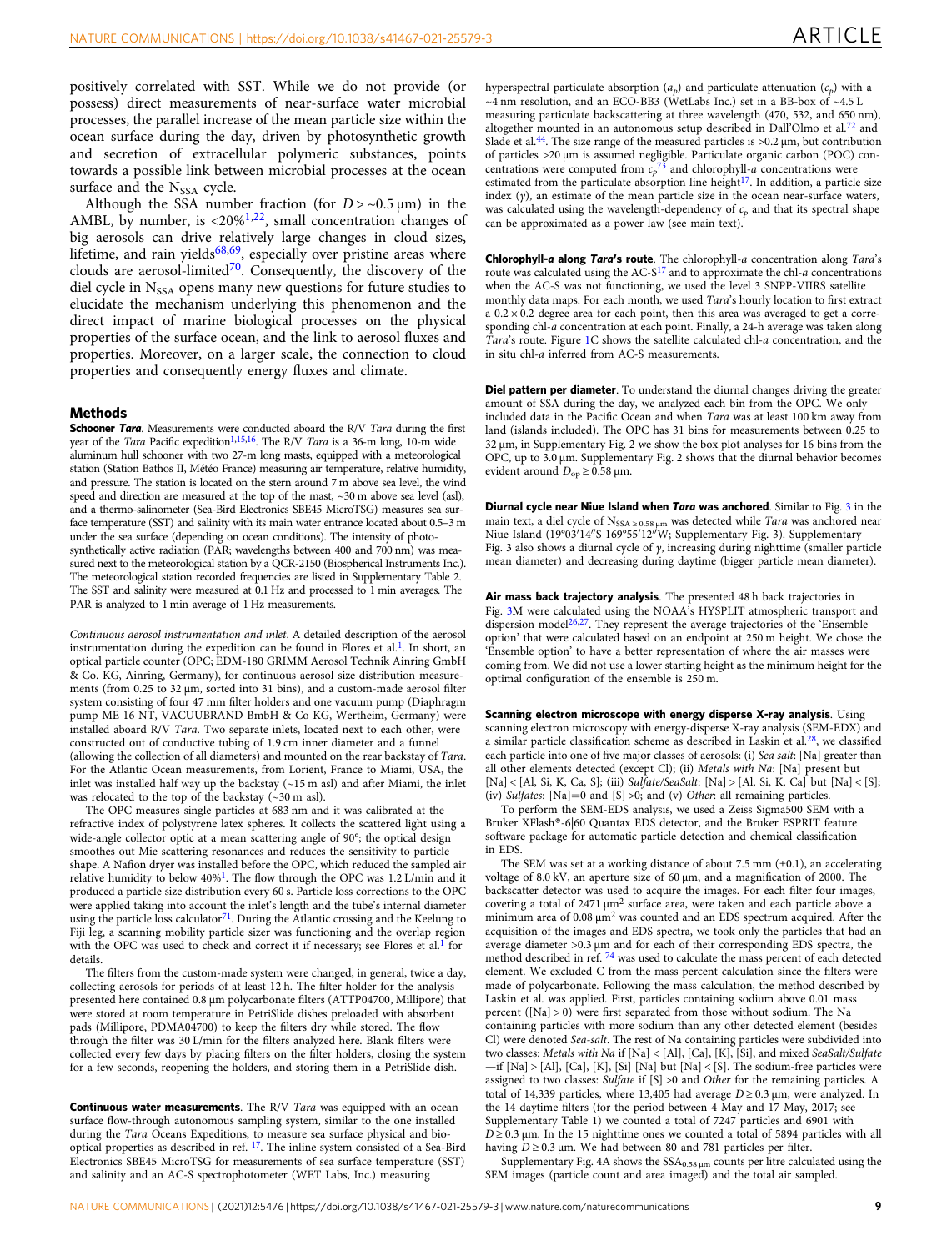positively correlated with SST. While we do not provide (or possess) direct measurements of near-surface water microbial processes, the parallel increase of the mean particle size within the ocean surface during the day, driven by photosynthetic growth and secretion of extracellular polymeric substances, points towards a possible link between microbial processes at the ocean surface and the $N_{SSA}$ cycle.

Although the SSA number fraction (for $D > \sim 0.5\ \mu m$) in the AMBL, by number, is <20%[1,22], small concentration changes of big aerosols can drive relatively large changes in cloud sizes, lifetime, and rain yields[68,69], especially over pristine areas where clouds are aerosol-limited[70]. Consequently, the discovery of the diel cycle in $N_{SSA}$ opens many new questions for future studies to elucidate the mechanism underlying this phenomenon and the direct impact of marine biological processes on the physical properties of the surface ocean, and the link to aerosol fluxes and properties. Moreover, on a larger scale, the connection to cloud properties and consequently energy fluxes and climate.

## Methods

**Schooner *Tara***. Measurements were conducted aboard the R/V *Tara* during the first year of the *Tara* Pacific expedition[1,15,16]. The R/V *Tara* is a 36-m long, 10-m wide aluminum hull schooner with two 27-m long masts, equipped with a meteorological station (Station Bathos II, Météo France) measuring air temperature, relative humidity, and pressure. The station is located on the stern around 7 m above sea level, the wind speed and direction are measured at the top of the mast, ~30 m above sea level (asl), and a thermo-salinometer (Sea-Bird Electronics SBE45 MicroTSG) measures sea surface temperature (SST) and salinity with its main water entrance located about 0.5–3 m under the sea surface (depending on ocean conditions). The intensity of photosynthetically active radiation (PAR; wavelengths between 400 and 700 nm) was measured next to the meteorological station by a QCR-2150 (Biospherical Instruments Inc.). The meteorological station recorded frequencies are listed in Supplementary Table 2. The SST and salinity were measured at 0.1 Hz and processed to 1 min averages. The PAR is analyzed to 1 min average of 1 Hz measurements.

*Continuous aerosol instrumentation and inlet*. A detailed description of the aerosol instrumentation during the expedition can be found in Flores et al.[1]. In short, an optical particle counter (OPC; EDM-180 GRIMM Aerosol Technik Ainring GmbH & Co. KG, Ainring, Germany), for continuous aerosol size distribution measurements (from 0.25 to 32 µm, sorted into 31 bins), and a custom-made aerosol filter system consisting of four 47 mm filter holders and one vacuum pump (Diaphragm pump ME 16 NT, VACUUBRAND BmbH & Co KG, Wertheim, Germany) were installed aboard R/V *Tara*. Two separate inlets, located next to each other, were constructed out of conductive tubing of 1.9 cm inner diameter and a funnel (allowing the collection of all diameters) and mounted on the rear backstay of *Tara*. For the Atlantic Ocean measurements, from Lorient, France to Miami, USA, the inlet was installed half way up the backstay (~15 m asl) and after Miami, the inlet was relocated to the top of the backstay (~30 m asl).

The OPC measures single particles at 683 nm and it was calibrated at the refractive index of polystyrene latex spheres. It collects the scattered light using a wide-angle collector optic at a mean scattering angle of 90°; the optical design smoothes out Mie scattering resonances and reduces the sensitivity to particle shape. A Nafion dryer was installed before the OPC, which reduced the sampled air relative humidity to below 40%[1]. The flow through the OPC was 1.2 L/min and it produced a particle size distribution every 60 s. Particle loss corrections to the OPC were applied taking into account the inlet's length and the tube's internal diameter using the particle loss calculator[71]. During the Atlantic crossing and the Keelung to Fiji leg, a scanning mobility particle sizer was functioning and the overlap region with the OPC was used to check and correct it if necessary; see Flores et al.[1] for details.

The filters from the custom-made system were changed, in general, twice a day, collecting aerosols for periods of 12 h. The filter holder for the analysis presented here contained 0.8 µm polycarbonate filters (ATTP04700, Millipore) that were stored at room temperature in PetriSlide dishes preloaded with absorbent pads (Millipore, PDMA04700) to keep the filters dry while stored. The flow through the filter was 30 L/min for the filters analyzed here. Blank filters were collected every few days by placing filters on the filter holders, closing the system for a few seconds, reopening the holders, and storing them in a PetriSlide dish.

**Continuous water measurements**. The R/V *Tara* was equipped with an ocean surface flow-through autonomous sampling system, similar to the one installed during the *Tara* Oceans Expeditions, to measure sea surface physical and bio-optical properties as described in ref. [17]. The inline system consisted of a Sea-Bird Electronics SBE45 MicroTSG for measurements of sea surface temperature (SST) and salinity and an AC-S spectrophotometer (WET Labs, Inc.) measuring hyperspectral particulate absorption ($a_p$) and particulate attenuation ($c_p$) with a ~4 nm resolution, and an ECO-BB3 (WetLabs Inc.) set in a BB-box of ~4.5 L measuring particulate backscattering at three wavelength (470, 532, and 650 nm), altogether mounted in an autonomous setup described in Dall'Olmo et al.[72] and Slade et al.[44]. The size range of the measured particles is >0.2 µm, but contribution of particles >20 µm is assumed negligible. Particulate organic carbon (POC) concentrations were computed from $c_p$[73] and chlorophyll-*a* concentrations were estimated from the particulate absorption line height[17]. In addition, a particle size index ($\gamma$), an estimate of the mean particle size in the ocean near-surface waters, was calculated using the wavelength-dependency of $c_p$ and that its spectral shape can be approximated as a power law (see main text).

**Chlorophyll-*a* along *Tara*'s route**. The chlorophyll-*a* concentration along *Tara*'s route was calculated using the AC-S[17] and to approximate the chl-*a* concentrations when the AC-S was not functioning, we used the level 3 SNPP-VIIRS satellite monthly data maps. For each month, we used *Tara*'s hourly location to first extract a 0.2 × 0.2 degree area for each point, then this area was averaged to get a corresponding chl-*a* concentration at each point. Finally, a 24-h average was taken along *Tara*'s route. Figure 1C shows the satellite calculated chl-*a* concentration, and the in situ chl-*a* inferred from AC-S measurements.

**Diel pattern per diameter**. To understand the diurnal changes driving the greater amount of SSA during the day, we analyzed each bin from the OPC. We only included data in the Pacific Ocean and when *Tara* was at least 100 km away from land (islands included). The OPC has 31 bins for measurements between 0.25 to 32 µm, in Supplementary Fig. 2 we show the box plot analyses for 16 bins from the OPC, up to 3.0 µm. Supplementary Fig. 2 shows that the diurnal behavior becomes evident around $D_{op} \geq 0.58\ \mu m$.

**Diurnal cycle near Niue Island when *Tara* was anchored**. Similar to Fig. 3 in the main text, a diel cycle of $N_{SSA \geq 0.58\ \mu m}$ was detected while *Tara* was anchored near Niue Island (19°03′14″S 169°55′12″W; Supplementary Fig. 3). Supplementary Fig. 3 also shows a diurnal cycle of $\gamma$, increasing during nighttime (smaller particle mean diameter) and decreasing during daytime (bigger particle mean diameter).

**Air mass back trajectory analysis**. The presented 48 h back trajectories in Fig. 3M were calculated using the NOAA's HYSPLIT atmospheric transport and dispersion model[26,27]. They represent the average trajectories of the 'Ensemble option' that were calculated based on an endpoint at 250 m height. We chose the 'Ensemble option' to have a better representation of where the air masses were coming from. We did not use a lower starting height as the minimum height for the optimal configuration of the ensemble is 250 m.

**Scanning electron microscope with energy disperse X-ray analysis**. Using scanning electron microscopy with energy-disperse X-ray analysis (SEM-EDX) and a similar particle classification scheme as described in Laskin et al.[28], we classified each particle into one of five major classes of aerosols: (i) *Sea salt*: [Na] greater than all other elements detected (except Cl); (ii) *Metals with Na*: [Na] present but [Na] < [Al, Si, K, Ca, S]; (iii) *Sulfate/SeaSalt*: [Na] > [Al, Si, K, Ca] but [Na] < [S]; (iv) *Sulfates*: [Na]=0 and [S] >0; and (v) *Other*: all remaining particles.

To perform the SEM-EDS analysis, we used a Zeiss Sigma500 SEM with a Bruker XFlash®-6|60 Quantax EDS detector, and the Bruker ESPRIT feature software package for automatic particle detection and chemical classification in EDS.

The SEM was set at a working distance of about 7.5 mm (±0.1), an accelerating voltage of 8.0 kV, an aperture size of 60 µm, and a magnification of 2000. The backscatter detector was used to acquire the images. For each filter four images, covering a total of 2471 µm² surface area, were taken and each particle above a minimum area of 0.08 µm² was counted and an EDS spectrum acquired. After the acquisition of the images and EDS spectra, we took only the particles that had an average diameter >0.3 µm and for each of their corresponding EDS spectra, the method described in ref. [74] was used to calculate the mass percent of each detected element. We excluded C from the mass percent calculation since the filters were made of polycarbonate. Following the mass calculation, the method described by Laskin et al. was applied. First, particles containing sodium above 0.01 mass percent ([Na] > 0) were first separated from those without sodium. The Na containing particles with more sodium than any other detected element (besides Cl) were denoted *Sea-salt*. The rest of Na containing particles were subdivided into two classes: *Metals with Na* if [Na] < [Al], [Ca], [K], [Si], and mixed *SeaSalt/Sulfate* —if [Na] > [Al], [Ca], [K], [Si] [Na] but [Na] < [S]. The sodium-free particles were assigned to two classes: *Sulfate* if [S] >0 and *Other* for the remaining particles. A total of 14,339 particles, where 13,405 had average $D \geq 0.3\ \mu m$, were analyzed. In the 14 daytime filters (for the period between 4 May and 17 May, 2017; see Supplementary Table 1) we counted a total of 7247 particles and 6901 with $D \geq 0.3\ \mu m$. In the 15 nighttime ones we counted a total of 5894 particles with all having $D \geq 0.3\ \mu m$. We had between 80 and 781 particles per filter.

Supplementary Fig. 4A shows the $SSA_{0.58\ \mu m}$ counts per litre calculated using the SEM images (particle count and area imaged) and the total air sampled.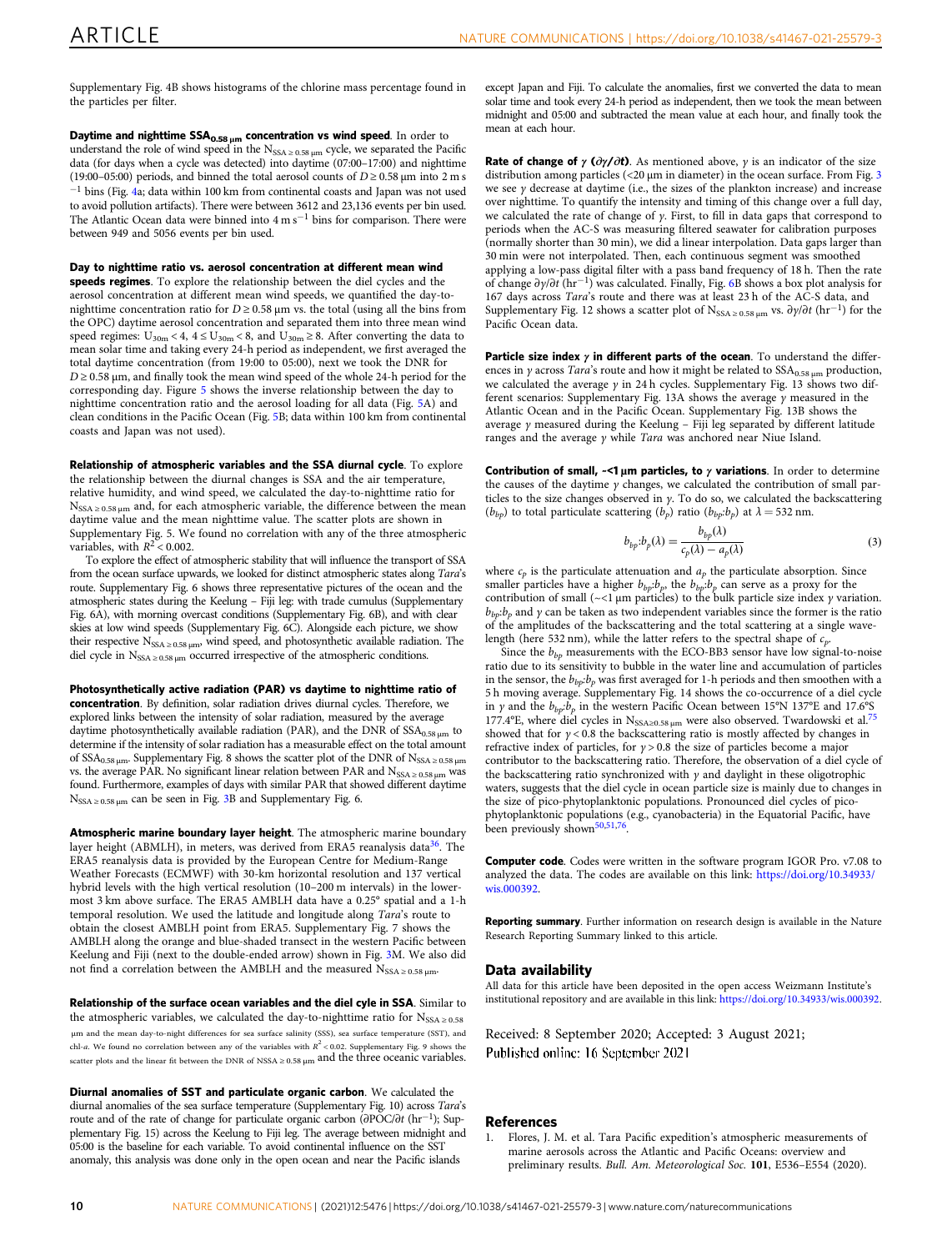Supplementary Fig. 4B shows histograms of the chlorine mass percentage found in the particles per filter.

**Daytime and nighttime $SSA_{0.58\,\mu m}$ concentration vs wind speed**. In order to understand the role of wind speed in the $N_{SSA\geq 0.58\,\mu m}$ cycle, we separated the Pacific data (for days when a cycle was detected) into daytime (07:00–17:00) and nighttime (19:00–05:00) periods, and binned the total aerosol counts of $D \geq 0.58$ µm into 2 m s$^{-1}$ bins (Fig. 4a; data within 100 km from continental coasts and Japan was not used to avoid pollution artifacts). There were between 3612 and 23,136 events per bin used. The Atlantic Ocean data were binned into 4 m s$^{-1}$ bins for comparison. There were between 949 and 5056 events per bin used.

**Day to nighttime ratio vs. aerosol concentration at different mean wind speeds regimes**. To explore the relationship between the diel cycles and the aerosol concentration at different mean wind speeds, we quantified the day-to-nighttime concentration ratio for $D \geq 0.58$ µm vs. the total (using all the bins from the OPC) daytime aerosol concentration and separated them into three mean wind speed regimes: $U_{30m} < 4$, $4 \leq U_{30m} < 8$, and $U_{30m} \geq 8$. After converting the data to mean solar time and taking every 24-h period as independent, we first averaged the total daytime concentration (from 19:00 to 05:00), next we took the DNR for $D \geq 0.58$ µm, and finally took the mean wind speed of the whole 24-h period for the corresponding day. Figure 5 shows the inverse relationship between the day to nighttime concentration ratio and the aerosol loading for all data (Fig. 5A) and clean conditions in the Pacific Ocean (Fig. 5B; data within 100 km from continental coasts and Japan was not used).

**Relationship of atmospheric variables and the SSA diurnal cycle**. To explore the relationship between the diurnal changes is SSA and the air temperature, relative humidity, and wind speed, we calculated the day-to-nighttime ratio for $N_{SSA\geq 0.58\,\mu m}$ and, for each atmospheric variable, the difference between the mean daytime value and the mean nighttime value. The scatter plots are shown in Supplementary Fig. 5. We found no correlation with any of the three atmospheric variables, with $R^2 < 0.002$.

To explore the effect of atmospheric stability that will influence the transport of SSA from the ocean surface upwards, we looked for distinct atmospheric states along *Tara*'s route. Supplementary Fig. 6 shows three representative pictures of the ocean and the atmospheric states during the Keelung – Fiji leg: with trade cumulus (Supplementary Fig. 6A), with morning overcast conditions (Supplementary Fig. 6B), and with clear skies at low wind speeds (Supplementary Fig. 6C). Alongside each picture, we show their respective $N_{SSA\geq 0.58\,\mu m}$, wind speed, and photosynthetic available radiation. The diel cycle in $N_{SSA\geq 0.58\,\mu m}$ occurred irrespective of the atmospheric conditions.

**Photosynthetically active radiation (PAR) vs daytime to nighttime ratio of concentration**. By definition, solar radiation drives diurnal cycles. Therefore, we explored links between the intensity of solar radiation, measured by the average daytime photosynthetically available radiation (PAR), and the DNR of $SSA_{0.58\,\mu m}$ to determine if the intensity of solar radiation has a measurable effect on the total amount of $SSA_{0.58\,\mu m}$. Supplementary Fig. 8 shows the scatter plot of the DNR of $N_{SSA\geq 0.58\,\mu m}$ vs. the average PAR. No significant linear relation between PAR and $N_{SSA\geq 0.58\,\mu m}$ was found. Furthermore, examples of days with similar PAR that showed different daytime $N_{SSA\geq 0.58\,\mu m}$ can be seen in Fig. 3B and Supplementary Fig. 6.

**Atmospheric marine boundary layer height**. The atmospheric marine boundary layer height (ABMLH), in meters, was derived from ERA5 reanalysis data[36]. The ERA5 reanalysis data is provided by the European Centre for Medium-Range Weather Forecasts (ECMWF) with 30-km horizontal resolution and 137 vertical hybrid levels with the high vertical resolution (10–200 m intervals) in the lowermost 3 km above surface. The ERA5 AMBLH data have a 0.25° spatial and a 1-h temporal resolution. We used the latitude and longitude along *Tara*'s route to obtain the closest AMBLH point from ERA5. Supplementary Fig. 7 shows the AMBLH along the orange and blue-shaded transect in the western Pacific between Keelung and Fiji (next to the double-ended arrow) shown in Fig. 3M. We also did not find a correlation between the AMBLH and the measured $N_{SSA\geq 0.58\,\mu m}$.

**Relationship of the surface ocean variables and the diel cycle in SSA**. Similar to the atmospheric variables, we calculated the day-to-nighttime ratio for $N_{SSA\geq 0.58\,\mu m}$ and the mean day-to-night differences for sea surface salinity (SSS), sea surface temperature (SST), and chl-*a*. We found no correlation between any of the variables with $R^2 < 0.02$. Supplementary Fig. 9 shows the scatter plots and the linear fit between the DNR of $N_{SSA\geq 0.58\,\mu m}$ and the three oceanic variables.

**Diurnal anomalies of SST and particulate organic carbon**. We calculated the diurnal anomalies of the sea surface temperature (Supplementary Fig. 10) across *Tara*'s route and of the rate of change for particulate organic carbon ($\partial POC/\partial t$ (hr$^{-1}$); Supplementary Fig. 15) across the Keelung to Fiji leg. The average between midnight and 05:00 is the baseline for each variable. To avoid continental influence on the SST anomaly, this analysis was done only in the open ocean and near the Pacific islands except Japan and Fiji. To calculate the anomalies, first we converted the data to mean solar time and took every 24-h period as independent, then we took the mean between midnight and 05:00 and subtracted the mean value at each hour, and finally took the mean at each hour.

**Rate of change of $\gamma$ ($\partial\gamma/\partial t$)**. As mentioned above, $\gamma$ is an indicator of the size distribution among particles (<20 µm in diameter) in the ocean surface. From Fig. 3 we see $\gamma$ decrease at daytime (i.e., the sizes of the plankton increase) and increase over nighttime. To quantify the intensity and timing of this change over a full day, we calculated the rate of change of $\gamma$. First, to fill in data gaps that correspond to periods when the AC-S was measuring filtered seawater for calibration purposes (normally shorter than 30 min), we did a linear interpolation. Data gaps larger than 30 min were not interpolated. Then, each continuous segment was smoothed applying a low-pass digital filter with a pass band frequency of 18 h. Then the rate of change $\partial\gamma/\partial t$ (hr$^{-1}$) was calculated. Finally, Fig. 6B shows a box plot analysis for 167 days across *Tara*'s route and there was at least 23 h of the AC-S data, and Supplementary Fig. 12 shows a scatter plot of $N_{SSA\geq 0.58\,\mu m}$ vs. $\partial\gamma/\partial t$ (hr$^{-1}$) for the Pacific Ocean data.

**Particle size index $\gamma$ in different parts of the ocean**. To understand the differences in $\gamma$ across *Tara*'s route and how it might be related to $SSA_{0.58\,\mu m}$ production, we calculated the average $\gamma$ in 24 h cycles. Supplementary Fig. 13 shows two different scenarios: Supplementary Fig. 13A shows the average $\gamma$ measured in the Atlantic Ocean and in the Pacific Ocean. Supplementary Fig. 13B shows the average $\gamma$ measured during the Keelung – Fiji leg separated by different latitude ranges and the average $\gamma$ while *Tara* was anchored near Niue Island.

**Contribution of small, ~<1 µm particles, to $\gamma$ variations**. In order to determine the causes of the daytime $\gamma$ changes, we calculated the contribution of small particles to the size changes observed in $\gamma$. To do so, we calculated the backscattering ($b_{bp}$) to total particulate scattering ($b_p$) ratio ($b_{bp}$:$b_p$) at $\lambda = 532$ nm.

$$b_{bp}{:}b_p(\lambda) = \frac{b_{bp}(\lambda)}{c_p(\lambda) - a_p(\lambda)} \tag{3}$$

where $c_p$ is the particulate attenuation and $a_p$ the particulate absorption. Since smaller particles have a higher $b_{bp}$:$b_p$, the $b_{bp}$:$b_p$ can serve as a proxy for the contribution of small (~<1 µm particles) to the bulk particle size index $\gamma$ variation. $b_{bp}$:$b_p$ and $\gamma$ can be taken as two independent variables since the former is the ratio of the amplitudes of the backscattering and the total scattering at a single wavelength (here 532 nm), while the latter refers to the spectral shape of $c_p$.

Since the $b_{bp}$ measurements with the ECO-BB3 sensor have low signal-to-noise ratio due to its sensitivity to bubble in the water line and accumulation of particles in the sensor, the $b_{bp}$:$b_p$ was first averaged for 1-h periods and then smoothen with a 5 h moving average. Supplementary Fig. 14 shows the co-occurrence of a diel cycle in $\gamma$ and the $b_{bp}$:$b_p$ in the western Pacific Ocean between 15°N 137°E and 17.6°S 177.4°E, where diel cycles in $N_{SSA\geq 0.58\,\mu m}$ were also observed. Twardowski et al.[75] showed that for $\gamma < 0.8$ the backscattering ratio is mostly affected by changes in refractive index of particles, for $\gamma > 0.8$ the size of particles become a major contributor to the backscattering ratio. Therefore, the observation of a diel cycle of the backscattering ratio synchronized with $\gamma$ and daylight in these oligotrophic waters, suggests that the diel cycle in ocean particle size is mainly due to changes in the size of pico-phytoplanktonic populations. Pronounced diel cycles of pico-phytoplanktonic populations (e.g., cyanobacteria) in the Equatorial Pacific, have been previously shown[50,51,76].

**Computer code**. Codes were written in the software program IGOR Pro. v7.08 to analyzed the data. The codes are available on this link: https://doi.org/10.34933/wis.000392.

**Reporting summary**. Further information on research design is available in the Nature Research Reporting Summary linked to this article.

## Data availability

All data for this article have been deposited in the open access Weizmann Institute's institutional repository and are available in this link: https://doi.org/10.34933/wis.000392.

Received: 8 September 2020; Accepted: 3 August 2021;
Published online: 16 September 2021

## References

1. Flores, J. M. et al. Tara Pacific expedition's atmospheric measurements of marine aerosols across the Atlantic and Pacific Oceans: overview and preliminary results. *Bull. Am. Meteorological Soc.* **101**, E536–E554 (2020).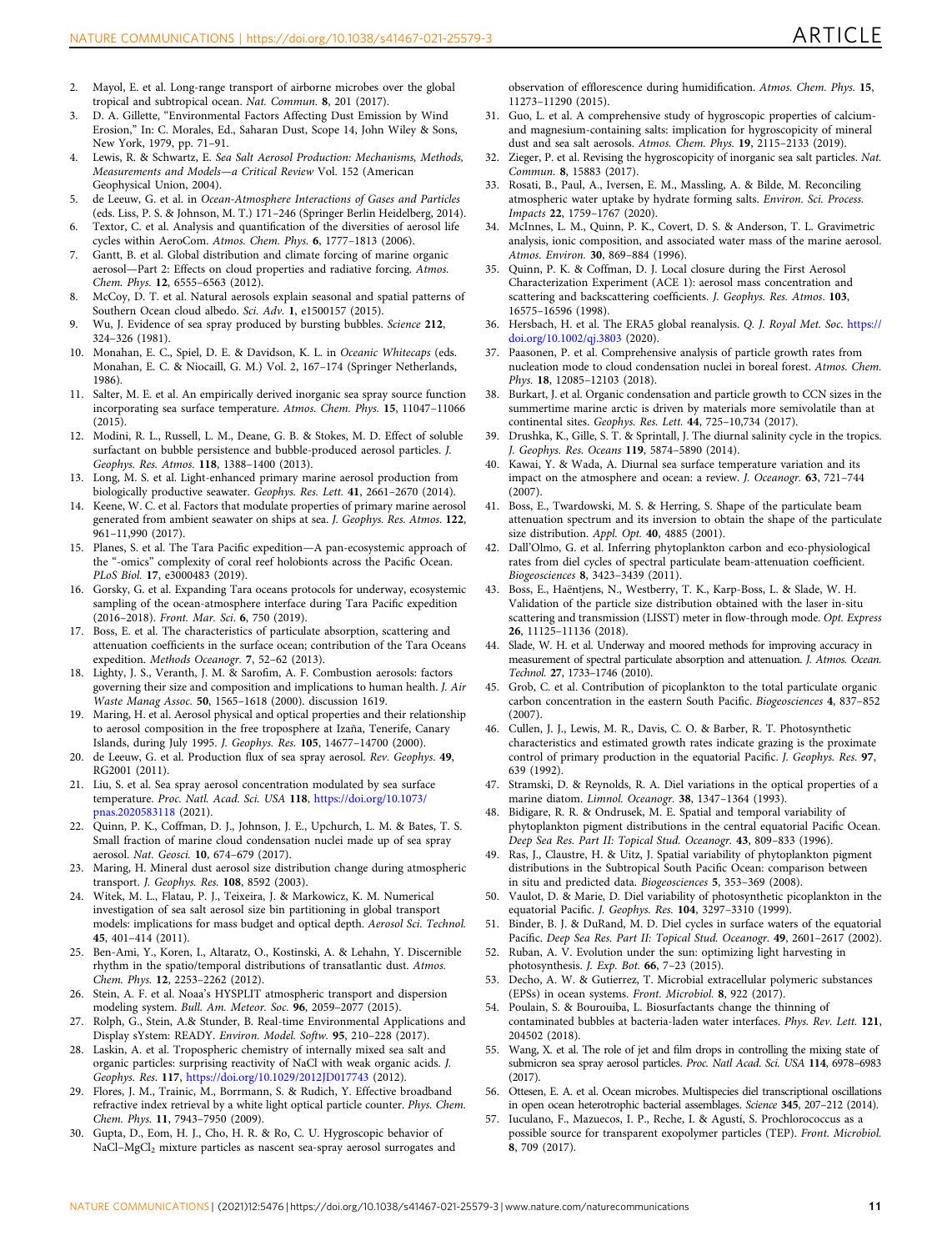2. Mayol, E. et al. Long-range transport of airborne microbes over the global tropical and subtropical ocean. *Nat. Commun.* **8**, 201 (2017).
3. D. A. Gillette, "Environmental Factors Affecting Dust Emission by Wind Erosion," In: C. Morales, Ed., Saharan Dust, Scope 14, John Wiley & Sons, New York, 1979, pp. 71–91.
4. Lewis, R. & Schwartz, E. *Sea Salt Aerosol Production: Mechanisms, Methods, Measurements and Models—a Critical Review* Vol. 152 (American Geophysical Union, 2004).
5. de Leeuw, G. et al. in *Ocean-Atmosphere Interactions of Gases and Particles* (eds. Liss, P. S. & Johnson, M. T.) 171–246 (Springer Berlin Heidelberg, 2014).
6. Textor, C. et al. Analysis and quantification of the diversities of aerosol life cycles within AeroCom. *Atmos. Chem. Phys.* **6**, 1777–1813 (2006).
7. Gantt, B. et al. Global distribution and climate forcing of marine organic aerosol—Part 2: Effects on cloud properties and radiative forcing. *Atmos. Chem. Phys.* **12**, 6555–6563 (2012).
8. McCoy, D. T. et al. Natural aerosols explain seasonal and spatial patterns of Southern Ocean cloud albedo. *Sci. Adv.* **1**, e1500157 (2015).
9. Wu, J. Evidence of sea spray produced by bursting bubbles. *Science* **212**, 324–326 (1981).
10. Monahan, E. C., Spiel, D. E. & Davidson, K. L. in *Oceanic Whitecaps* (eds. Monahan, E. C. & Niocaill, G. M.) Vol. 2, 167–174 (Springer Netherlands, 1986).
11. Salter, M. E. et al. An empirically derived inorganic sea spray source function incorporating sea surface temperature. *Atmos. Chem. Phys.* **15**, 11047–11066 (2015).
12. Modini, R. L., Russell, L. M., Deane, G. B. & Stokes, M. D. Effect of soluble surfactant on bubble persistence and bubble-produced aerosol particles. *J. Geophys. Res. Atmos.* **118**, 1388–1400 (2013).
13. Long, M. S. et al. Light-enhanced primary marine aerosol production from biologically productive seawater. *Geophys. Res. Lett.* **41**, 2661–2670 (2014).
14. Keene, W. C. et al. Factors that modulate properties of primary marine aerosol generated from ambient seawater on ships at sea. *J. Geophys. Res. Atmos.* **122**, 961–11,990 (2017).
15. Planes, S. et al. The Tara Pacific expedition—A pan-ecosystemic approach of the "-omics" complexity of coral reef holobionts across the Pacific Ocean. *PLoS Biol.* **17**, e3000483 (2019).
16. Gorsky, G. et al. Expanding Tara oceans protocols for underway, ecosystemic sampling of the ocean-atmosphere interface during Tara Pacific expedition (2016–2018). *Front. Mar. Sci.* **6**, 750 (2019).
17. Boss, E. et al. The characteristics of particulate absorption, scattering and attenuation coefficients in the surface ocean; contribution of the Tara Oceans expedition. *Methods Oceanogr.* **7**, 52–62 (2013).
18. Lighty, J. S., Veranth, J. M. & Sarofim, A. F. Combustion aerosols: factors governing their size and composition and implications to human health. *J. Air Waste Manag Assoc.* **50**, 1565–1618 (2000). discussion 1619.
19. Maring, H. et al. Aerosol physical and optical properties and their relationship to aerosol composition in the free troposphere at Izaña, Tenerife, Canary Islands, during July 1995. *J. Geophys. Res.* **105**, 14677–14700 (2000).
20. de Leeuw, G. et al. Production flux of sea spray aerosol. *Rev. Geophys.* **49**, RG2001 (2011).
21. Liu, S. et al. Sea spray aerosol concentration modulated by sea surface temperature. *Proc. Natl. Acad. Sci. USA* **118**, https://doi.org/10.1073/pnas.2020583118 (2021).
22. Quinn, P. K., Coffman, D. J., Johnson, J. E., Upchurch, L. M. & Bates, T. S. Small fraction of marine cloud condensation nuclei made up of sea spray aerosol. *Nat. Geosci.* **10**, 674–679 (2017).
23. Maring, H. Mineral dust aerosol size distribution change during atmospheric transport. *J. Geophys. Res.* **108**, 8592 (2003).
24. Witek, M. L., Flatau, P. J., Teixeira, J. & Markowicz, K. M. Numerical investigation of sea salt aerosol size bin partitioning in global transport models: implications for mass budget and optical depth. *Aerosol Sci. Technol.* **45**, 401–414 (2011).
25. Ben-Ami, Y., Koren, I., Altaratz, O., Kostinski, A. & Lehahn, Y. Discernible rhythm in the spatio/temporal distributions of transatlantic dust. *Atmos. Chem. Phys.* **12**, 2253–2262 (2012).
26. Stein, A. F. et al. Noaa's HYSPLIT atmospheric transport and dispersion modeling system. *Bull. Am. Meteor. Soc.* **96**, 2059–2077 (2015).
27. Rolph, G., Stein, A.& Stunder, B. Real-time Environmental Applications and Display sYstem: READY. *Environ. Model. Softw.* **95**, 210–228 (2017).
28. Laskin, A. et al. Tropospheric chemistry of internally mixed sea salt and organic particles: surprising reactivity of NaCl with weak organic acids. *J. Geophys. Res.* **117**, https://doi.org/10.1029/2012JD017743 (2012).
29. Flores, J. M., Trainic, M., Borrmann, S. & Rudich, Y. Effective broadband refractive index retrieval by a white light optical particle counter. *Phys. Chem. Chem. Phys.* **11**, 7943–7950 (2009).
30. Gupta, D., Eom, H. J., Cho, H. R. & Ro, C. U. Hygroscopic behavior of $NaCl–MgCl_2$ mixture particles as nascent sea-spray aerosol surrogates and observation of efflorescence during humidification. *Atmos. Chem. Phys.* **15**, 11273–11290 (2015).
31. Guo, L. et al. A comprehensive study of hygroscopic properties of calcium- and magnesium-containing salts: implication for hygroscopicity of mineral dust and sea salt aerosols. *Atmos. Chem. Phys.* **19**, 2115–2133 (2019).
32. Zieger, P. et al. Revising the hygroscopicity of inorganic sea salt particles. *Nat. Commun.* **8**, 15883 (2017).
33. Rosati, B., Paul, A., Iversen, E. M., Massling, A. & Bilde, M. Reconciling atmospheric water uptake by hydrate forming salts. *Environ. Sci. Process. Impacts* **22**, 1759–1767 (2020).
34. McInnes, L. M., Quinn, P. K., Covert, D. S. & Anderson, T. L. Gravimetric analysis, ionic composition, and associated water mass of the marine aerosol. *Atmos. Environ.* **30**, 869–884 (1996).
35. Quinn, P. K. & Coffman, D. J. Local closure during the First Aerosol Characterization Experiment (ACE 1): aerosol mass concentration and scattering and backscattering coefficients. *J. Geophys. Res. Atmos*. **103**, 16575–16596 (1998).
36. Hersbach, H. et al. The ERA5 global reanalysis. *Q. J. Royal Met. Soc.* https://doi.org/10.1002/qj.3803 (2020).
37. Paasonen, P. et al. Comprehensive analysis of particle growth rates from nucleation mode to cloud condensation nuclei in boreal forest. *Atmos. Chem. Phys.* **18**, 12085–12103 (2018).
38. Burkart, J. et al. Organic condensation and particle growth to CCN sizes in the summertime marine arctic is driven by materials more semivolatile than at continental sites. *Geophys. Res. Lett.* **44**, 725–10,734 (2017).
39. Drushka, K., Gille, S. T. & Sprintall, J. The diurnal salinity cycle in the tropics. *J. Geophys. Res. Oceans* **119**, 5874–5890 (2014).
40. Kawai, Y. & Wada, A. Diurnal sea surface temperature variation and its impact on the atmosphere and ocean: a review. *J. Oceanogr.* **63**, 721–744 (2007).
41. Boss, E., Twardowski, M. S. & Herring, S. Shape of the particulate beam attenuation spectrum and its inversion to obtain the shape of the particulate size distribution. *Appl. Opt.* **40**, 4885 (2001).
42. Dall'Olmo, G. et al. Inferring phytoplankton carbon and eco-physiological rates from diel cycles of spectral particulate beam-attenuation coefficient. *Biogeosciences* **8**, 3423–3439 (2011).
43. Boss, E., Haëntjens, N., Westberry, T. K., Karp-Boss, L. & Slade, W. H. Validation of the particle size distribution obtained with the laser in-situ scattering and transmission (LISST) meter in flow-through mode. *Opt. Express* **26**, 11125–11136 (2018).
44. Slade, W. H. et al. Underway and moored methods for improving accuracy in measurement of spectral particulate absorption and attenuation. *J. Atmos. Ocean. Technol.* **27**, 1733–1746 (2010).
45. Grob, C. et al. Contribution of picoplankton to the total particulate organic carbon concentration in the eastern South Pacific. *Biogeosciences* **4**, 837–852 (2007).
46. Cullen, J. J., Lewis, M. R., Davis, C. O. & Barber, R. T. Photosynthetic characteristics and estimated growth rates indicate grazing is the proximate control of primary production in the equatorial Pacific. *J. Geophys. Res.* **97**, 639 (1992).
47. Stramski, D. & Reynolds, R. A. Diel variations in the optical properties of a marine diatom. *Limnol. Oceanogr.* **38**, 1347–1364 (1993).
48. Bidigare, R. R. & Ondrusek, M. E. Spatial and temporal variability of phytoplankton pigment distributions in the central equatorial Pacific Ocean. *Deep Sea Res. Part II: Topical Stud. Oceanogr.* **43**, 809–833 (1996).
49. Ras, J., Claustre, H. & Uitz, J. Spatial variability of phytoplankton pigment distributions in the Subtropical South Pacific Ocean: comparison between in situ and predicted data. *Biogeosciences* **5**, 353–369 (2008).
50. Vaulot, D. & Marie, D. Diel variability of photosynthetic picoplankton in the equatorial Pacific. *J. Geophys. Res.* **104**, 3297–3310 (1999).
51. Binder, B. J. & DuRand, M. D. Diel cycles in surface waters of the equatorial Pacific. *Deep Sea Res. Part II: Topical Stud. Oceanogr.* **49**, 2601–2617 (2002).
52. Ruban, A. V. Evolution under the sun: optimizing light harvesting in photosynthesis. *J. Exp. Bot.* **66**, 7–23 (2015).
53. Decho, A. W. & Gutierrez, T. Microbial extracellular polymeric substances (EPSs) in ocean systems. *Front. Microbiol.* **8**, 922 (2017).
54. Poulain, S. & Bourouiba, L. Biosurfactants change the thinning of contaminated bubbles at bacteria-laden water interfaces. *Phys. Rev. Lett.* **121**, 204502 (2018).
55. Wang, X. et al. The role of jet and film drops in controlling the mixing state of submicron sea spray aerosol particles. *Proc. Natl Acad. Sci. USA* **114**, 6978–6983 (2017).
56. Ottesen, E. A. et al. Ocean microbes. Multispecies diel transcriptional oscillations in open ocean heterotrophic bacterial assemblages. *Science* **345**, 207–212 (2014).
57. Iuculano, F., Mazuecos, I. P., Reche, I. & Agustí, S. Prochlorococcus as a possible source for transparent exopolymer particles (TEP). *Front. Microbiol.* **8**, 709 (2017).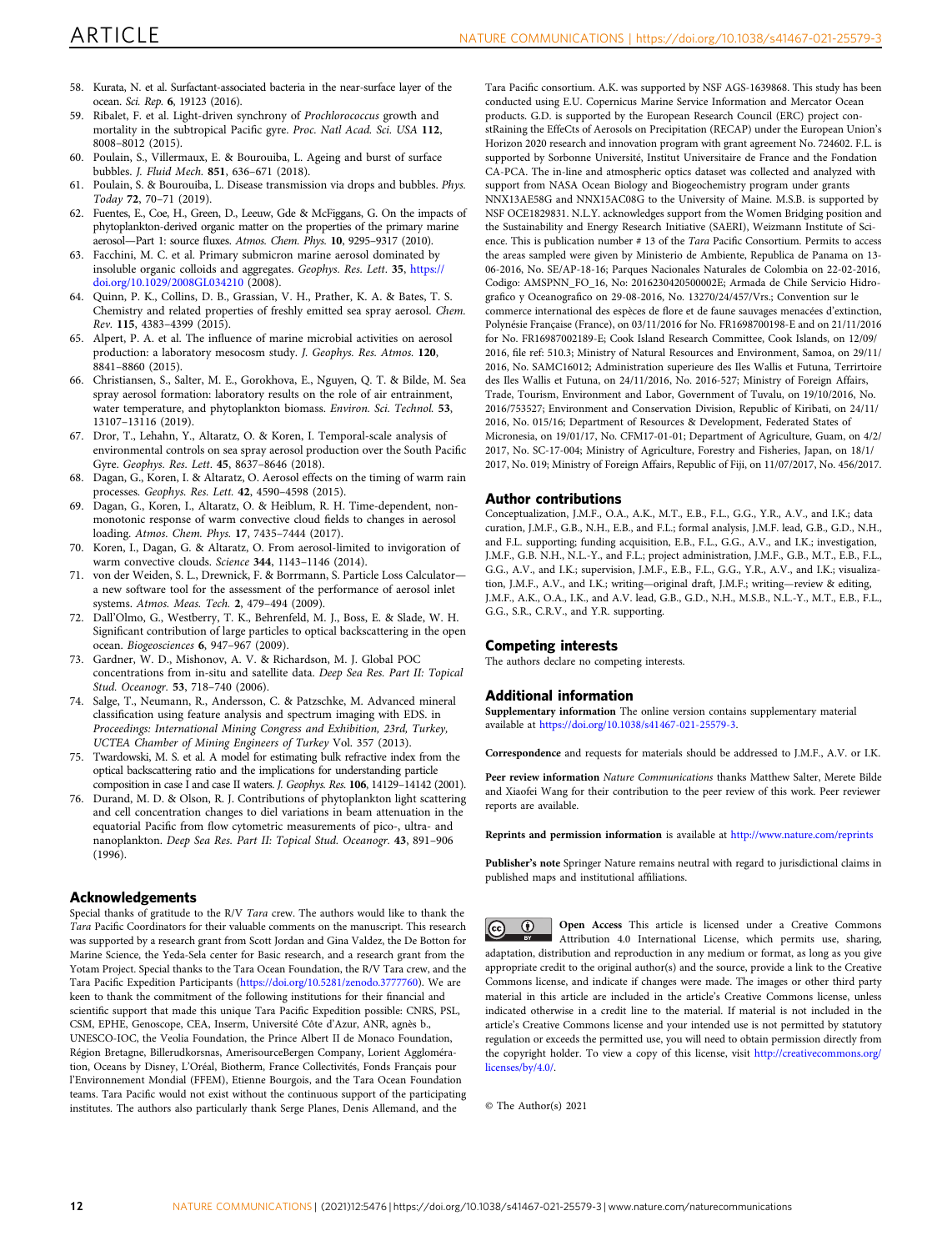58. Kurata, N. et al. Surfactant-associated bacteria in the near-surface layer of the ocean. *Sci. Rep.* **6**, 19123 (2016).
59. Ribalet, F. et al. Light-driven synchrony of *Prochlorococcus* growth and mortality in the subtropical Pacific gyre. *Proc. Natl Acad. Sci. USA* **112**, 8008–8012 (2015).
60. Poulain, S., Villermaux, E. & Bourouiba, L. Ageing and burst of surface bubbles. *J. Fluid Mech.* **851**, 636–671 (2018).
61. Poulain, S. & Bourouiba, L. Disease transmission via drops and bubbles. *Phys. Today* **72**, 70–71 (2019).
62. Fuentes, E., Coe, H., Green, D., Leeuw, Gde & McFiggans, G. On the impacts of phytoplankton-derived organic matter on the properties of the primary marine aerosol—Part 1: source fluxes. *Atmos. Chem. Phys.* **10**, 9295–9317 (2010).
63. Facchini, M. C. et al. Primary submicron marine aerosol dominated by insoluble organic colloids and aggregates. *Geophys. Res. Lett.* **35**, https://doi.org/10.1029/2008GL034210 (2008).
64. Quinn, P. K., Collins, D. B., Grassian, V. H., Prather, K. A. & Bates, T. S. Chemistry and related properties of freshly emitted sea spray aerosol. *Chem. Rev.* **115**, 4383–4399 (2015).
65. Alpert, P. A. et al. The influence of marine microbial activities on aerosol production: a laboratory mesocosm study. *J. Geophys. Res. Atmos.* **120**, 8841–8860 (2015).
66. Christiansen, S., Salter, M. E., Gorokhova, E., Nguyen, Q. T. & Bilde, M. Sea spray aerosol formation: laboratory results on the role of air entrainment, water temperature, and phytoplankton biomass. *Environ. Sci. Technol.* **53**, 13107–13116 (2019).
67. Dror, T., Lehahn, Y., Altaratz, O. & Koren, I. Temporal-scale analysis of environmental controls on sea spray aerosol production over the South Pacific Gyre. *Geophys. Res. Lett.* **45**, 8637–8646 (2018).
68. Dagan, G., Koren, I. & Altaratz, O. Aerosol effects on the timing of warm rain processes. *Geophys. Res. Lett.* **42**, 4590–4598 (2015).
69. Dagan, G., Koren, I., Altaratz, O. & Heiblum, R. H. Time-dependent, non-monotonic response of warm convective cloud fields to changes in aerosol loading. *Atmos. Chem. Phys.* **17**, 7435–7444 (2017).
70. Koren, I., Dagan, G. & Altaratz, O. From aerosol-limited to invigoration of warm convective clouds. *Science* **344**, 1143–1146 (2014).
71. von der Weiden, S. L., Drewnick, F. & Borrmann, S. Particle Loss Calculator—a new software tool for the assessment of the performance of aerosol inlet systems. *Atmos. Meas. Tech.* **2**, 479–494 (2009).
72. Dall'Olmo, G., Westberry, T. K., Behrenfeld, M. J., Boss, E. & Slade, W. H. Significant contribution of large particles to optical backscattering in the open ocean. *Biogeosciences* **6**, 947–967 (2009).
73. Gardner, W. D., Mishonov, A. V. & Richardson, M. J. Global POC concentrations from in-situ and satellite data. *Deep Sea Res. Part II: Topical Stud. Oceanogr.* **53**, 718–740 (2006).
74. Salge, T., Neumann, R., Andersson, C. & Patzschke, M. Advanced mineral classification using feature analysis and spectrum imaging with EDS. in *Proceedings: International Mining Congress and Exhibition, 23rd, Turkey, UCTEA Chamber of Mining Engineers of Turkey* Vol. 357 (2013).
75. Twardowski, M. S. et al. A model for estimating bulk refractive index from the optical backscattering ratio and the implications for understanding particle composition in case I and case II waters. *J. Geophys. Res.* **106**, 14129–14142 (2001).
76. Durand, M. D. & Olson, R. J. Contributions of phytoplankton light scattering and cell concentration changes to diel variations in beam attenuation in the equatorial Pacific from flow cytometric measurements of pico-, ultra- and nanoplankton. *Deep Sea Res. Part II: Topical Stud. Oceanogr.* **43**, 891–906 (1996).

## Acknowledgements

Special thanks of gratitude to the R/V *Tara* crew. The authors would like to thank the *Tara* Pacific Coordinators for their valuable comments on the manuscript. This research was supported by a research grant from Scott Jordan and Gina Valdez, the De Botton for Marine Science, the Yeda-Sela center for Basic research, and a research grant from the Yotam Project. Special thanks to the Tara Ocean Foundation, the R/V Tara crew, and the Tara Pacific Expedition Participants (https://doi.org/10.5281/zenodo.3777760). We are keen to thank the commitment of the following institutions for their financial and scientific support that made this unique Tara Pacific Expedition possible: CNRS, PSL, CSM, EPHE, Genoscope, CEA, Inserm, Université Côte d'Azur, ANR, agnès b., UNESCO-IOC, the Veolia Foundation, the Prince Albert II de Monaco Foundation, Région Bretagne, Billerudkorsnas, AmerisourceBergen Company, Lorient Agglomération, Oceans by Disney, L'Oréal, Biotherm, France Collectivités, Fonds Français pour l'Environnement Mondial (FFEM), Etienne Bourgois, and the Tara Ocean Foundation teams. Tara Pacific would not exist without the continuous support of the participating institutes. The authors also particularly thank Serge Planes, Denis Allemand, and the Tara Pacific consortium. A.K. was supported by NSF AGS-1639868. This study has been conducted using E.U. Copernicus Marine Service Information and Mercator Ocean products. G.D. is supported by the European Research Council (ERC) project constRaining the EffeCts of Aerosols on Precipitation (RECAP) under the European Union's Horizon 2020 research and innovation program with grant agreement No. 724602. F.L. is supported by Sorbonne Université, Institut Universitaire de France and the Fondation CA-PCA. The in-line and atmospheric optics dataset was collected and analyzed with support from NASA Ocean Biology and Biogeochemistry program under grants NNX13AE58G and NNX15AC08G to the University of Maine. M.S.B. is supported by NSF OCE1829831. N.L.Y. acknowledges support from the Women Bridging position and the Sustainability and Energy Research Initiative (SAERI), Weizmann Institute of Science. This is publication number # 13 of the *Tara* Pacific Consortium. Permits to access the areas sampled were given by Ministerio de Ambiente, Republica de Panama on 13-06-2016, No. SE/AP-18-16; Parques Nacionales Naturales de Colombia on 22-02-2016, Codigo: AMSPNN_FO_16, No: 2016230420500002E; Armada de Chile Servicio Hidrografico y Oceanografico on 29-08-2016, No. 13270/24/457/Vrs.; Convention sur le commerce international des espèces de flore et de faune sauvages menacées d'extinction, Polynésie Française (France), on 03/11/2016 for No. FR1698700198-E and on 21/11/2016 for No. FR16987002189-E; Cook Island Research Committee, Cook Islands, on 12/09/2016, file ref: 510.3; Ministry of Natural Resources and Environment, Samoa, on 29/11/2016, No. SAMC16012; Administration superieure des Iles Wallis et Futuna, Terrirtoire des Iles Wallis et Futuna, on 24/11/2016, No. 2016-527; Ministry of Foreign Affairs, Trade, Tourism, Environment and Labor, Government of Tuvalu, on 19/10/2016, No. 2016/753527; Environment and Conservation Division, Republic of Kiribati, on 24/11/2016, No. 015/16; Department of Resources & Development, Federated States of Micronesia, on 19/01/17, No. CFM17-01-01; Department of Agriculture, Guam, on 4/2/2017, No. SC-17-004; Ministry of Agriculture, Forestry and Fisheries, Japan, on 18/1/2017, No. 019; Ministry of Foreign Affairs, Republic of Fiji, on 11/07/2017, No. 456/2017.

## Author contributions

Conceptualization, J.M.F., O.A., A.K., M.T., E.B., F.L., G.G., Y.R., A.V., and I.K.; data curation, J.M.F., G.B., N.H., E.B., and F.L.; formal analysis, J.M.F. lead, G.B., G.D., N.H., and F.L. supporting; funding acquisition, E.B., F.L., G.G., A.V., and I.K.; investigation, J.M.F., G.B. N.H., N.L.-Y., and F.L.; project administration, J.M.F., G.B., M.T., E.B., F.L., G.G., A.V., and I.K.; supervision, J.M.F., E.B., F.L., G.G., Y.R., A.V., and I.K.; visualization, J.M.F., A.V., and I.K.; writing—original draft, J.M.F.; writing—review & editing, J.M.F., A.K., O.A., I.K., and A.V. lead, G.B., G.D., N.H., M.S.B., N.L.-Y., M.T., E.B., F.L., G.G., S.R., C.R.V., and Y.R. supporting.

## Competing interests

The authors declare no competing interests.

## Additional information

**Supplementary information** The online version contains supplementary material available at https://doi.org/10.1038/s41467-021-25579-3.

**Correspondence** and requests for materials should be addressed to J.M.F., A.V. or I.K.

**Peer review information** *Nature Communications* thanks Matthew Salter, Merete Bilde and Xiaofei Wang for their contribution to the peer review of this work. Peer reviewer reports are available.

**Reprints and permission information** is available at http://www.nature.com/reprints

**Publisher's note** Springer Nature remains neutral with regard to jurisdictional claims in published maps and institutional affiliations.

**Open Access** This article is licensed under a Creative Commons Attribution 4.0 International License, which permits use, sharing, adaptation, distribution and reproduction in any medium or format, as long as you give appropriate credit to the original author(s) and the source, provide a link to the Creative Commons license, and indicate if changes were made. The images or other third party material in this article are included in the article's Creative Commons license, unless indicated otherwise in a credit line to the material. If material is not included in the article's Creative Commons license and your intended use is not permitted by statutory regulation or exceeds the permitted use, you will need to obtain permission directly from the copyright holder. To view a copy of this license, visit http://creativecommons.org/licenses/by/4.0/.

© The Author(s) 2021